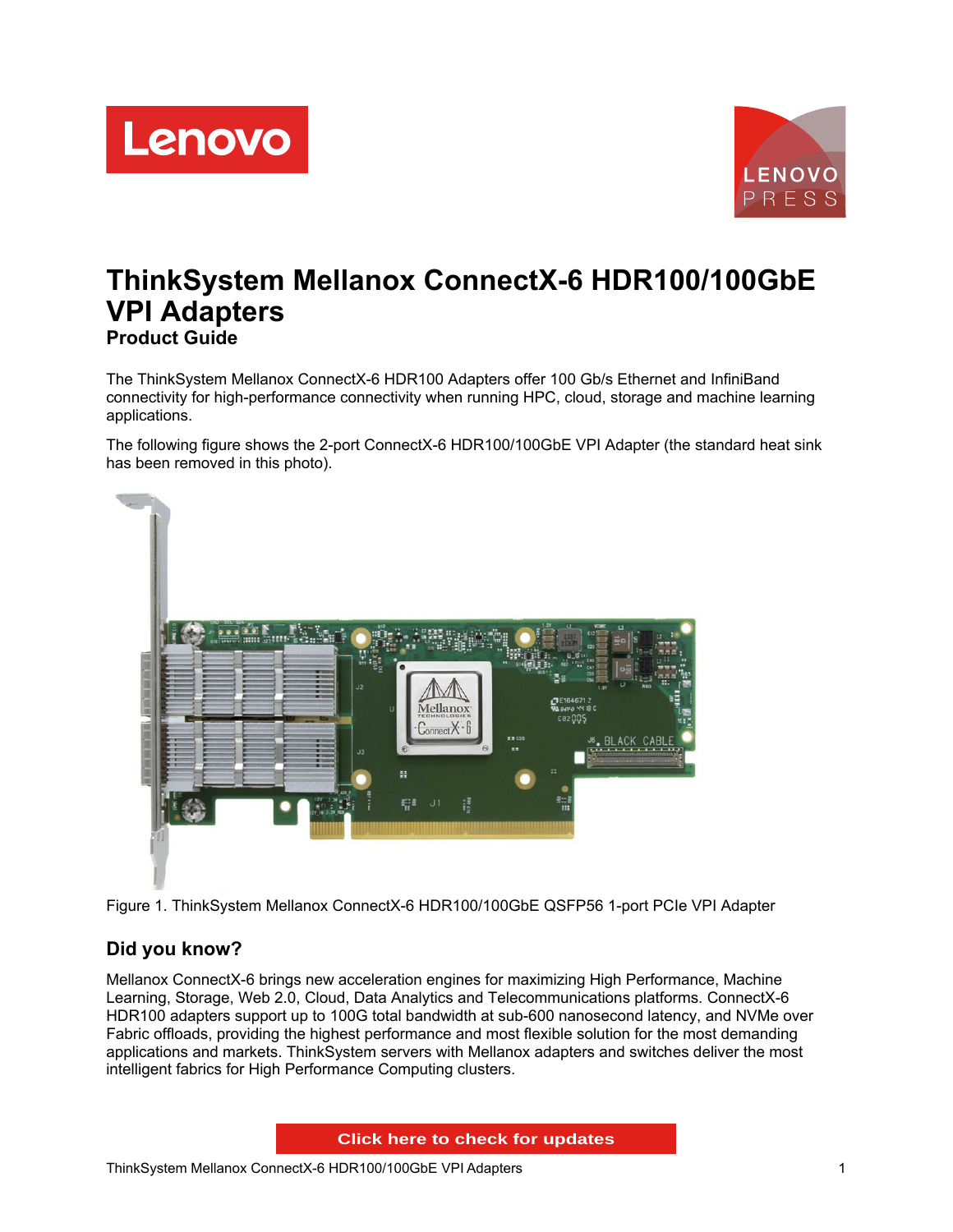# ThinkSystem Mellanox ConnectX-6 HDR100/100GbE VPI Adapters

## Product Guide

The ThinkSystem Mellanox ConnectX-6 HDR100 Adapters offer 100 Gb/s Ethernet and InfiniBand connectivity for high-performance connectivity when running HPC, cloud, storage and machine learning applications.

The following figure shows the 2-port ConnectX-6 HDR100/100GbE VPI Adapter (the standard heat sink has been removed in this photo).

Figure 1. ThinkSystem Mellanox ConnectX-6 HDR100/100GbE QSFP56 1-port PCIe VPI Adapter

## Did you know?

Mellanox ConnectX-6 brings new acceleration engines for maximizing High Performance, Machine Learning, Storage, Web 2.0, Cloud, Data Analytics and Telecommunications platforms. ConnectX-6 HDR100 adapters support up to 100G total bandwidth at sub-600 nanosecond latency, and NVMe over Fabric offloads, providing the highest performance and most flexible solution for the most demanding applications and markets. ThinkSystem servers with Mellanox adapters and switches deliver the most intelligent fabrics for High Performance Computing clusters.

Click here to check for updates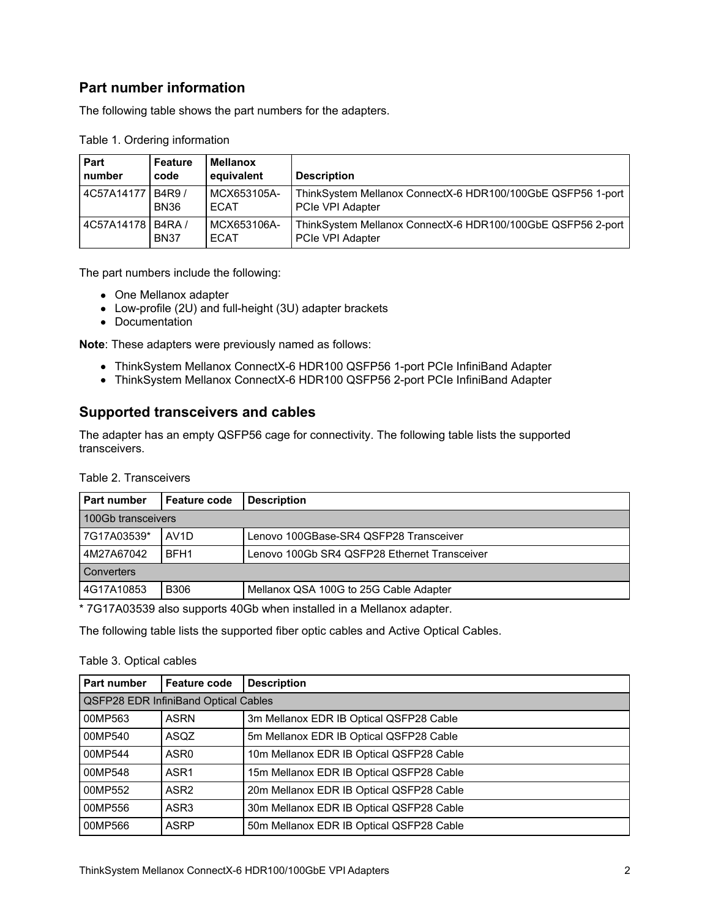## Part number information

The following table shows the part numbers for the adapters.

Table 1. Ordering information

| Part number | Feature code | Mellanox equivalent | Description |
|---|---|---|---|
| 4C57A14177 | B4R9 / BN36 | MCX653105A-ECAT | ThinkSystem Mellanox ConnectX-6 HDR100/100GbE QSFP56 1-port PCIe VPI Adapter |
| 4C57A14178 | B4RA / BN37 | MCX653106A-ECAT | ThinkSystem Mellanox ConnectX-6 HDR100/100GbE QSFP56 2-port PCIe VPI Adapter |

The part numbers include the following:

- One Mellanox adapter
- Low-profile (2U) and full-height (3U) adapter brackets
- Documentation

**Note**: These adapters were previously named as follows:

- ThinkSystem Mellanox ConnectX-6 HDR100 QSFP56 1-port PCIe InfiniBand Adapter
- ThinkSystem Mellanox ConnectX-6 HDR100 QSFP56 2-port PCIe InfiniBand Adapter

## Supported transceivers and cables

The adapter has an empty QSFP56 cage for connectivity. The following table lists the supported transceivers.

Table 2. Transceivers

| Part number | Feature code | Description |
|---|---|---|
| 100Gb transceivers | | |
| 7G17A03539* | AV1D | Lenovo 100GBase-SR4 QSFP28 Transceiver |
| 4M27A67042 | BFH1 | Lenovo 100Gb SR4 QSFP28 Ethernet Transceiver |
| Converters | | |
| 4G17A10853 | B306 | Mellanox QSA 100G to 25G Cable Adapter |

* 7G17A03539 also supports 40Gb when installed in a Mellanox adapter.

The following table lists the supported fiber optic cables and Active Optical Cables.

Table 3. Optical cables

| Part number | Feature code | Description |
|---|---|---|
| QSFP28 EDR InfiniBand Optical Cables | | |
| 00MP563 | ASRN | 3m Mellanox EDR IB Optical QSFP28 Cable |
| 00MP540 | ASQZ | 5m Mellanox EDR IB Optical QSFP28 Cable |
| 00MP544 | ASR0 | 10m Mellanox EDR IB Optical QSFP28 Cable |
| 00MP548 | ASR1 | 15m Mellanox EDR IB Optical QSFP28 Cable |
| 00MP552 | ASR2 | 20m Mellanox EDR IB Optical QSFP28 Cable |
| 00MP556 | ASR3 | 30m Mellanox EDR IB Optical QSFP28 Cable |
| 00MP566 | ASRP | 50m Mellanox EDR IB Optical QSFP28 Cable |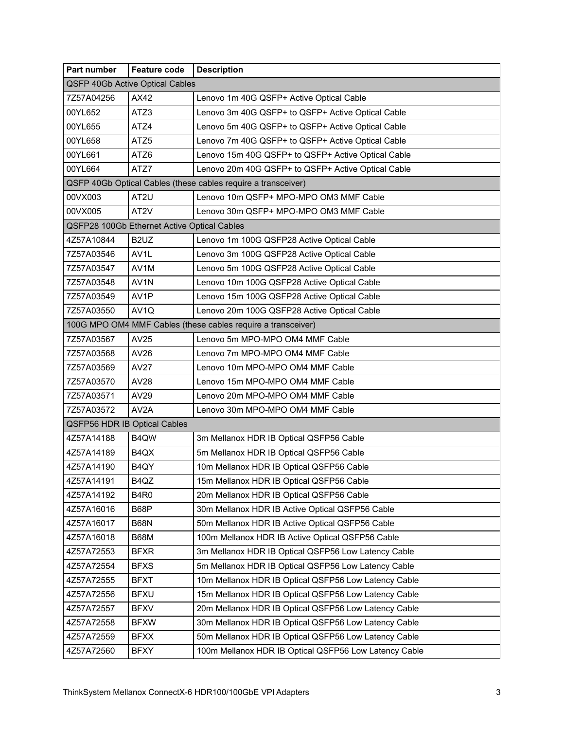| Part number | Feature code | Description |
|---|---|---|
| QSFP 40Gb Active Optical Cables | | |
| 7Z57A04256 | AX42 | Lenovo 1m 40G QSFP+ Active Optical Cable |
| 00YL652 | ATZ3 | Lenovo 3m 40G QSFP+ to QSFP+ Active Optical Cable |
| 00YL655 | ATZ4 | Lenovo 5m 40G QSFP+ to QSFP+ Active Optical Cable |
| 00YL658 | ATZ5 | Lenovo 7m 40G QSFP+ to QSFP+ Active Optical Cable |
| 00YL661 | ATZ6 | Lenovo 15m 40G QSFP+ to QSFP+ Active Optical Cable |
| 00YL664 | ATZ7 | Lenovo 20m 40G QSFP+ to QSFP+ Active Optical Cable |
| QSFP 40Gb Optical Cables (these cables require a transceiver) | | |
| 00VX003 | AT2U | Lenovo 10m QSFP+ MPO-MPO OM3 MMF Cable |
| 00VX005 | AT2V | Lenovo 30m QSFP+ MPO-MPO OM3 MMF Cable |
| QSFP28 100Gb Ethernet Active Optical Cables | | |
| 4Z57A10844 | B2UZ | Lenovo 1m 100G QSFP28 Active Optical Cable |
| 7Z57A03546 | AV1L | Lenovo 3m 100G QSFP28 Active Optical Cable |
| 7Z57A03547 | AV1M | Lenovo 5m 100G QSFP28 Active Optical Cable |
| 7Z57A03548 | AV1N | Lenovo 10m 100G QSFP28 Active Optical Cable |
| 7Z57A03549 | AV1P | Lenovo 15m 100G QSFP28 Active Optical Cable |
| 7Z57A03550 | AV1Q | Lenovo 20m 100G QSFP28 Active Optical Cable |
| 100G MPO OM4 MMF Cables (these cables require a transceiver) | | |
| 7Z57A03567 | AV25 | Lenovo 5m MPO-MPO OM4 MMF Cable |
| 7Z57A03568 | AV26 | Lenovo 7m MPO-MPO OM4 MMF Cable |
| 7Z57A03569 | AV27 | Lenovo 10m MPO-MPO OM4 MMF Cable |
| 7Z57A03570 | AV28 | Lenovo 15m MPO-MPO OM4 MMF Cable |
| 7Z57A03571 | AV29 | Lenovo 20m MPO-MPO OM4 MMF Cable |
| 7Z57A03572 | AV2A | Lenovo 30m MPO-MPO OM4 MMF Cable |
| QSFP56 HDR IB Optical Cables | | |
| 4Z57A14188 | B4QW | 3m Mellanox HDR IB Optical QSFP56 Cable |
| 4Z57A14189 | B4QX | 5m Mellanox HDR IB Optical QSFP56 Cable |
| 4Z57A14190 | B4QY | 10m Mellanox HDR IB Optical QSFP56 Cable |
| 4Z57A14191 | B4QZ | 15m Mellanox HDR IB Optical QSFP56 Cable |
| 4Z57A14192 | B4R0 | 20m Mellanox HDR IB Optical QSFP56 Cable |
| 4Z57A16016 | B68P | 30m Mellanox HDR IB Active Optical QSFP56 Cable |
| 4Z57A16017 | B68N | 50m Mellanox HDR IB Active Optical QSFP56 Cable |
| 4Z57A16018 | B68M | 100m Mellanox HDR IB Active Optical QSFP56 Cable |
| 4Z57A72553 | BFXR | 3m Mellanox HDR IB Optical QSFP56 Low Latency Cable |
| 4Z57A72554 | BFXS | 5m Mellanox HDR IB Optical QSFP56 Low Latency Cable |
| 4Z57A72555 | BFXT | 10m Mellanox HDR IB Optical QSFP56 Low Latency Cable |
| 4Z57A72556 | BFXU | 15m Mellanox HDR IB Optical QSFP56 Low Latency Cable |
| 4Z57A72557 | BFXV | 20m Mellanox HDR IB Optical QSFP56 Low Latency Cable |
| 4Z57A72558 | BFXW | 30m Mellanox HDR IB Optical QSFP56 Low Latency Cable |
| 4Z57A72559 | BFXX | 50m Mellanox HDR IB Optical QSFP56 Low Latency Cable |
| 4Z57A72560 | BFXY | 100m Mellanox HDR IB Optical QSFP56 Low Latency Cable |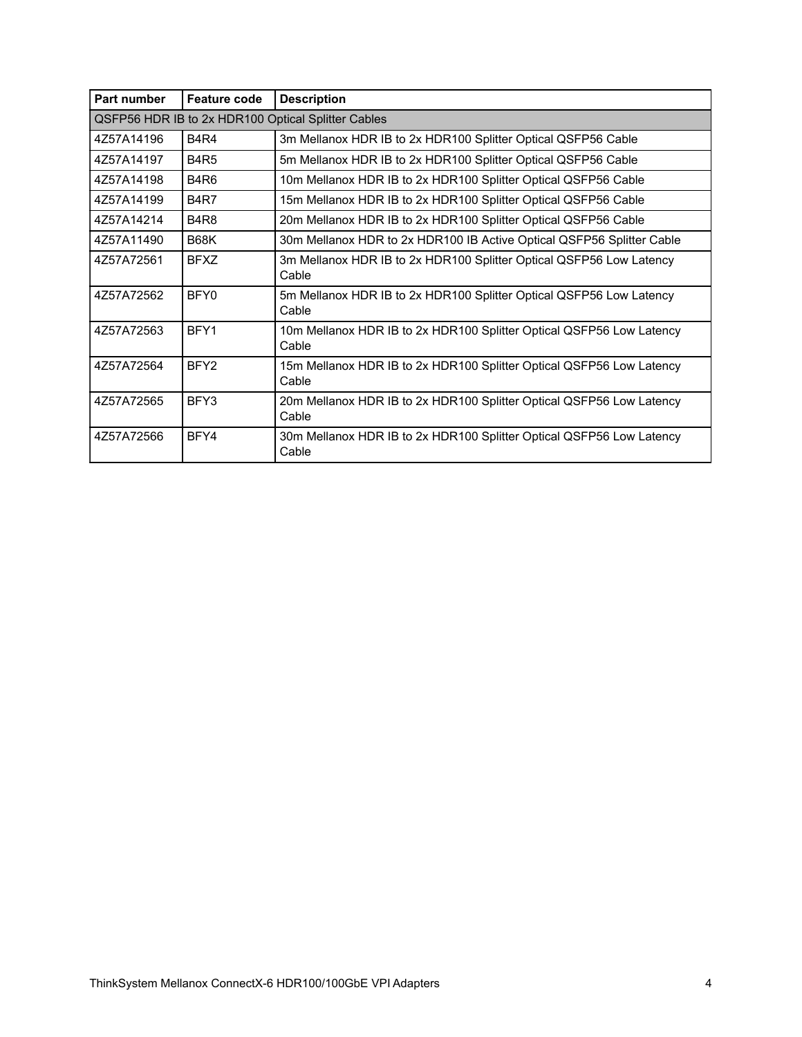| Part number | Feature code | Description |
|---|---|---|
| QSFP56 HDR IB to 2x HDR100 Optical Splitter Cables | | |
| 4Z57A14196 | B4R4 | 3m Mellanox HDR IB to 2x HDR100 Splitter Optical QSFP56 Cable |
| 4Z57A14197 | B4R5 | 5m Mellanox HDR IB to 2x HDR100 Splitter Optical QSFP56 Cable |
| 4Z57A14198 | B4R6 | 10m Mellanox HDR IB to 2x HDR100 Splitter Optical QSFP56 Cable |
| 4Z57A14199 | B4R7 | 15m Mellanox HDR IB to 2x HDR100 Splitter Optical QSFP56 Cable |
| 4Z57A14214 | B4R8 | 20m Mellanox HDR IB to 2x HDR100 Splitter Optical QSFP56 Cable |
| 4Z57A11490 | B68K | 30m Mellanox HDR to 2x HDR100 IB Active Optical QSFP56 Splitter Cable |
| 4Z57A72561 | BFXZ | 3m Mellanox HDR IB to 2x HDR100 Splitter Optical QSFP56 Low Latency Cable |
| 4Z57A72562 | BFY0 | 5m Mellanox HDR IB to 2x HDR100 Splitter Optical QSFP56 Low Latency Cable |
| 4Z57A72563 | BFY1 | 10m Mellanox HDR IB to 2x HDR100 Splitter Optical QSFP56 Low Latency Cable |
| 4Z57A72564 | BFY2 | 15m Mellanox HDR IB to 2x HDR100 Splitter Optical QSFP56 Low Latency Cable |
| 4Z57A72565 | BFY3 | 20m Mellanox HDR IB to 2x HDR100 Splitter Optical QSFP56 Low Latency Cable |
| 4Z57A72566 | BFY4 | 30m Mellanox HDR IB to 2x HDR100 Splitter Optical QSFP56 Low Latency Cable |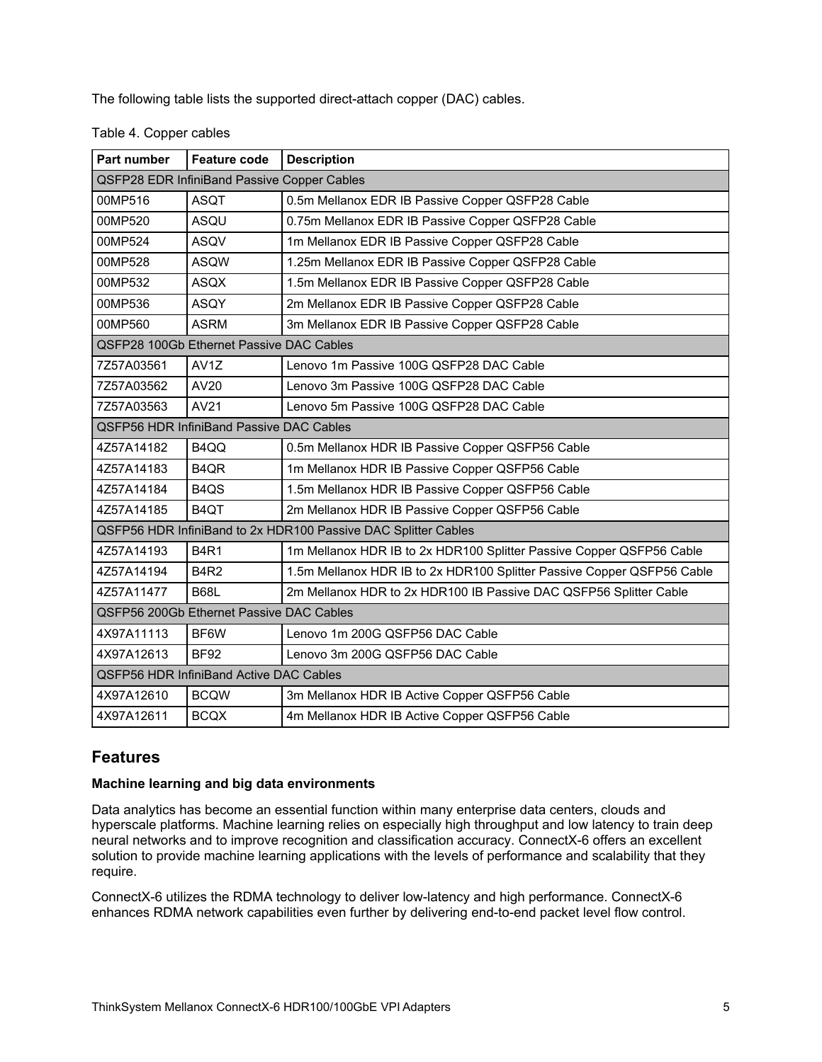The following table lists the supported direct-attach copper (DAC) cables.

Table 4. Copper cables

| Part number | Feature code | Description |
|---|---|---|
| QSFP28 EDR InfiniBand Passive Copper Cables | | |
| 00MP516 | ASQT | 0.5m Mellanox EDR IB Passive Copper QSFP28 Cable |
| 00MP520 | ASQU | 0.75m Mellanox EDR IB Passive Copper QSFP28 Cable |
| 00MP524 | ASQV | 1m Mellanox EDR IB Passive Copper QSFP28 Cable |
| 00MP528 | ASQW | 1.25m Mellanox EDR IB Passive Copper QSFP28 Cable |
| 00MP532 | ASQX | 1.5m Mellanox EDR IB Passive Copper QSFP28 Cable |
| 00MP536 | ASQY | 2m Mellanox EDR IB Passive Copper QSFP28 Cable |
| 00MP560 | ASRM | 3m Mellanox EDR IB Passive Copper QSFP28 Cable |
| QSFP28 100Gb Ethernet Passive DAC Cables | | |
| 7Z57A03561 | AV1Z | Lenovo 1m Passive 100G QSFP28 DAC Cable |
| 7Z57A03562 | AV20 | Lenovo 3m Passive 100G QSFP28 DAC Cable |
| 7Z57A03563 | AV21 | Lenovo 5m Passive 100G QSFP28 DAC Cable |
| QSFP56 HDR InfiniBand Passive DAC Cables | | |
| 4Z57A14182 | B4QQ | 0.5m Mellanox HDR IB Passive Copper QSFP56 Cable |
| 4Z57A14183 | B4QR | 1m Mellanox HDR IB Passive Copper QSFP56 Cable |
| 4Z57A14184 | B4QS | 1.5m Mellanox HDR IB Passive Copper QSFP56 Cable |
| 4Z57A14185 | B4QT | 2m Mellanox HDR IB Passive Copper QSFP56 Cable |
| QSFP56 HDR InfiniBand to 2x HDR100 Passive DAC Splitter Cables | | |
| 4Z57A14193 | B4R1 | 1m Mellanox HDR IB to 2x HDR100 Splitter Passive Copper QSFP56 Cable |
| 4Z57A14194 | B4R2 | 1.5m Mellanox HDR IB to 2x HDR100 Splitter Passive Copper QSFP56 Cable |
| 4Z57A11477 | B68L | 2m Mellanox HDR to 2x HDR100 IB Passive DAC QSFP56 Splitter Cable |
| QSFP56 200Gb Ethernet Passive DAC Cables | | |
| 4X97A11113 | BF6W | Lenovo 1m 200G QSFP56 DAC Cable |
| 4X97A12613 | BF92 | Lenovo 3m 200G QSFP56 DAC Cable |
| QSFP56 HDR InfiniBand Active DAC Cables | | |
| 4X97A12610 | BCQW | 3m Mellanox HDR IB Active Copper QSFP56 Cable |
| 4X97A12611 | BCQX | 4m Mellanox HDR IB Active Copper QSFP56 Cable |

## Features

**Machine learning and big data environments**

Data analytics has become an essential function within many enterprise data centers, clouds and hyperscale platforms. Machine learning relies on especially high throughput and low latency to train deep neural networks and to improve recognition and classification accuracy. ConnectX-6 offers an excellent solution to provide machine learning applications with the levels of performance and scalability that they require.

ConnectX-6 utilizes the RDMA technology to deliver low-latency and high performance. ConnectX-6 enhances RDMA network capabilities even further by delivering end-to-end packet level flow control.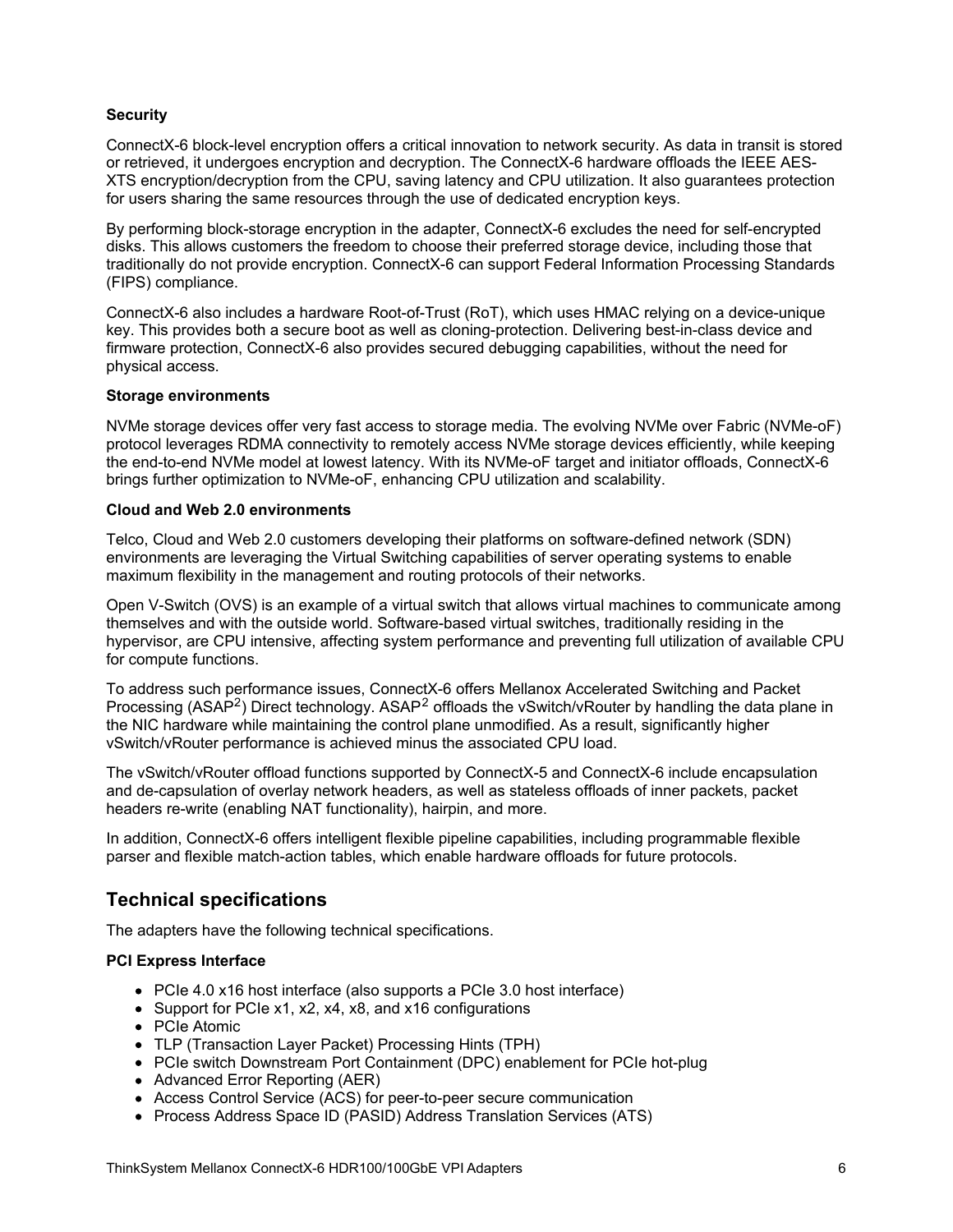**Security**

ConnectX-6 block-level encryption offers a critical innovation to network security. As data in transit is stored or retrieved, it undergoes encryption and decryption. The ConnectX-6 hardware offloads the IEEE AES-XTS encryption/decryption from the CPU, saving latency and CPU utilization. It also guarantees protection for users sharing the same resources through the use of dedicated encryption keys.

By performing block-storage encryption in the adapter, ConnectX-6 excludes the need for self-encrypted disks. This allows customers the freedom to choose their preferred storage device, including those that traditionally do not provide encryption. ConnectX-6 can support Federal Information Processing Standards (FIPS) compliance.

ConnectX-6 also includes a hardware Root-of-Trust (RoT), which uses HMAC relying on a device-unique key. This provides both a secure boot as well as cloning-protection. Delivering best-in-class device and firmware protection, ConnectX-6 also provides secured debugging capabilities, without the need for physical access.

**Storage environments**

NVMe storage devices offer very fast access to storage media. The evolving NVMe over Fabric (NVMe-oF) protocol leverages RDMA connectivity to remotely access NVMe storage devices efficiently, while keeping the end-to-end NVMe model at lowest latency. With its NVMe-oF target and initiator offloads, ConnectX-6 brings further optimization to NVMe-oF, enhancing CPU utilization and scalability.

**Cloud and Web 2.0 environments**

Telco, Cloud and Web 2.0 customers developing their platforms on software-defined network (SDN) environments are leveraging the Virtual Switching capabilities of server operating systems to enable maximum flexibility in the management and routing protocols of their networks.

Open V-Switch (OVS) is an example of a virtual switch that allows virtual machines to communicate among themselves and with the outside world. Software-based virtual switches, traditionally residing in the hypervisor, are CPU intensive, affecting system performance and preventing full utilization of available CPU for compute functions.

To address such performance issues, ConnectX-6 offers Mellanox Accelerated Switching and Packet Processing ($ASAP^2$) Direct technology. $ASAP^2$ offloads the vSwitch/vRouter by handling the data plane in the NIC hardware while maintaining the control plane unmodified. As a result, significantly higher vSwitch/vRouter performance is achieved minus the associated CPU load.

The vSwitch/vRouter offload functions supported by ConnectX-5 and ConnectX-6 include encapsulation and de-capsulation of overlay network headers, as well as stateless offloads of inner packets, packet headers re-write (enabling NAT functionality), hairpin, and more.

In addition, ConnectX-6 offers intelligent flexible pipeline capabilities, including programmable flexible parser and flexible match-action tables, which enable hardware offloads for future protocols.

## Technical specifications

The adapters have the following technical specifications.

**PCI Express Interface**

- PCIe 4.0 x16 host interface (also supports a PCIe 3.0 host interface)
- Support for PCIe x1, x2, x4, x8, and x16 configurations
- PCIe Atomic
- TLP (Transaction Layer Packet) Processing Hints (TPH)
- PCIe switch Downstream Port Containment (DPC) enablement for PCIe hot-plug
- Advanced Error Reporting (AER)
- Access Control Service (ACS) for peer-to-peer secure communication
- Process Address Space ID (PASID) Address Translation Services (ATS)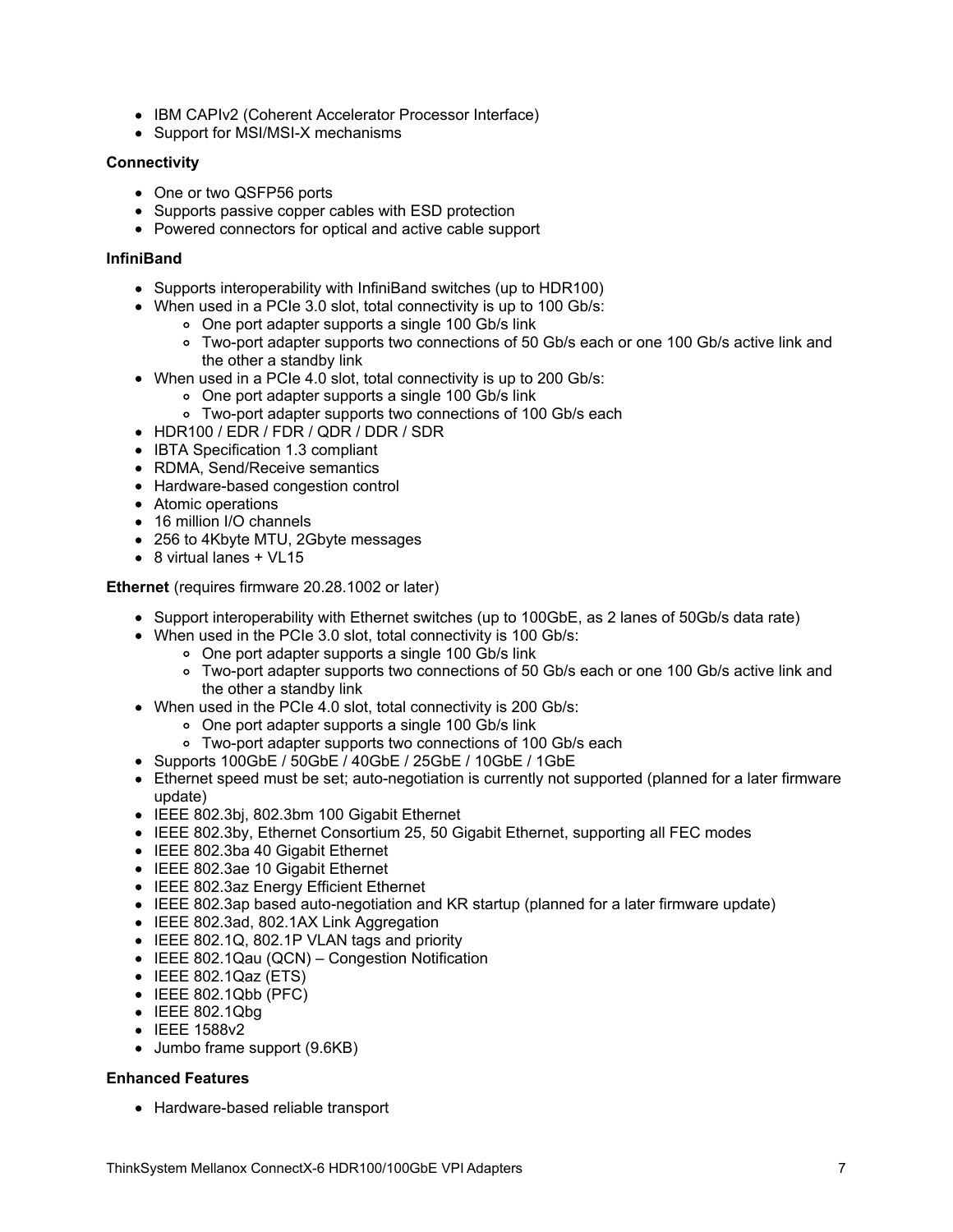- IBM CAPIv2 (Coherent Accelerator Processor Interface)
- Support for MSI/MSI-X mechanisms

**Connectivity**

- One or two QSFP56 ports
- Supports passive copper cables with ESD protection
- Powered connectors for optical and active cable support

**InfiniBand**

- Supports interoperability with InfiniBand switches (up to HDR100)
- When used in a PCIe 3.0 slot, total connectivity is up to 100 Gb/s:
  - One port adapter supports a single 100 Gb/s link
  - Two-port adapter supports two connections of 50 Gb/s each or one 100 Gb/s active link and the other a standby link
- When used in a PCIe 4.0 slot, total connectivity is up to 200 Gb/s:
  - One port adapter supports a single 100 Gb/s link
  - Two-port adapter supports two connections of 100 Gb/s each
- HDR100 / EDR / FDR / QDR / DDR / SDR
- IBTA Specification 1.3 compliant
- RDMA, Send/Receive semantics
- Hardware-based congestion control
- Atomic operations
- 16 million I/O channels
- 256 to 4Kbyte MTU, 2Gbyte messages
- 8 virtual lanes + VL15

**Ethernet** (requires firmware 20.28.1002 or later)

- Support interoperability with Ethernet switches (up to 100GbE, as 2 lanes of 50Gb/s data rate)
- When used in the PCIe 3.0 slot, total connectivity is 100 Gb/s:
  - One port adapter supports a single 100 Gb/s link
  - Two-port adapter supports two connections of 50 Gb/s each or one 100 Gb/s active link and the other a standby link
- When used in the PCIe 4.0 slot, total connectivity is 200 Gb/s:
  - One port adapter supports a single 100 Gb/s link
  - Two-port adapter supports two connections of 100 Gb/s each
- Supports 100GbE / 50GbE / 40GbE / 25GbE / 10GbE / 1GbE
- Ethernet speed must be set; auto-negotiation is currently not supported (planned for a later firmware update)
- IEEE 802.3bj, 802.3bm 100 Gigabit Ethernet
- IEEE 802.3by, Ethernet Consortium 25, 50 Gigabit Ethernet, supporting all FEC modes
- IEEE 802.3ba 40 Gigabit Ethernet
- IEEE 802.3ae 10 Gigabit Ethernet
- IEEE 802.3az Energy Efficient Ethernet
- IEEE 802.3ap based auto-negotiation and KR startup (planned for a later firmware update)
- IEEE 802.3ad, 802.1AX Link Aggregation
- IEEE 802.1Q, 802.1P VLAN tags and priority
- IEEE 802.1Qau (QCN) – Congestion Notification
- IEEE 802.1Qaz (ETS)
- IEEE 802.1Qbb (PFC)
- IEEE 802.1Qbg
- IEEE 1588v2
- Jumbo frame support (9.6KB)

**Enhanced Features**

- Hardware-based reliable transport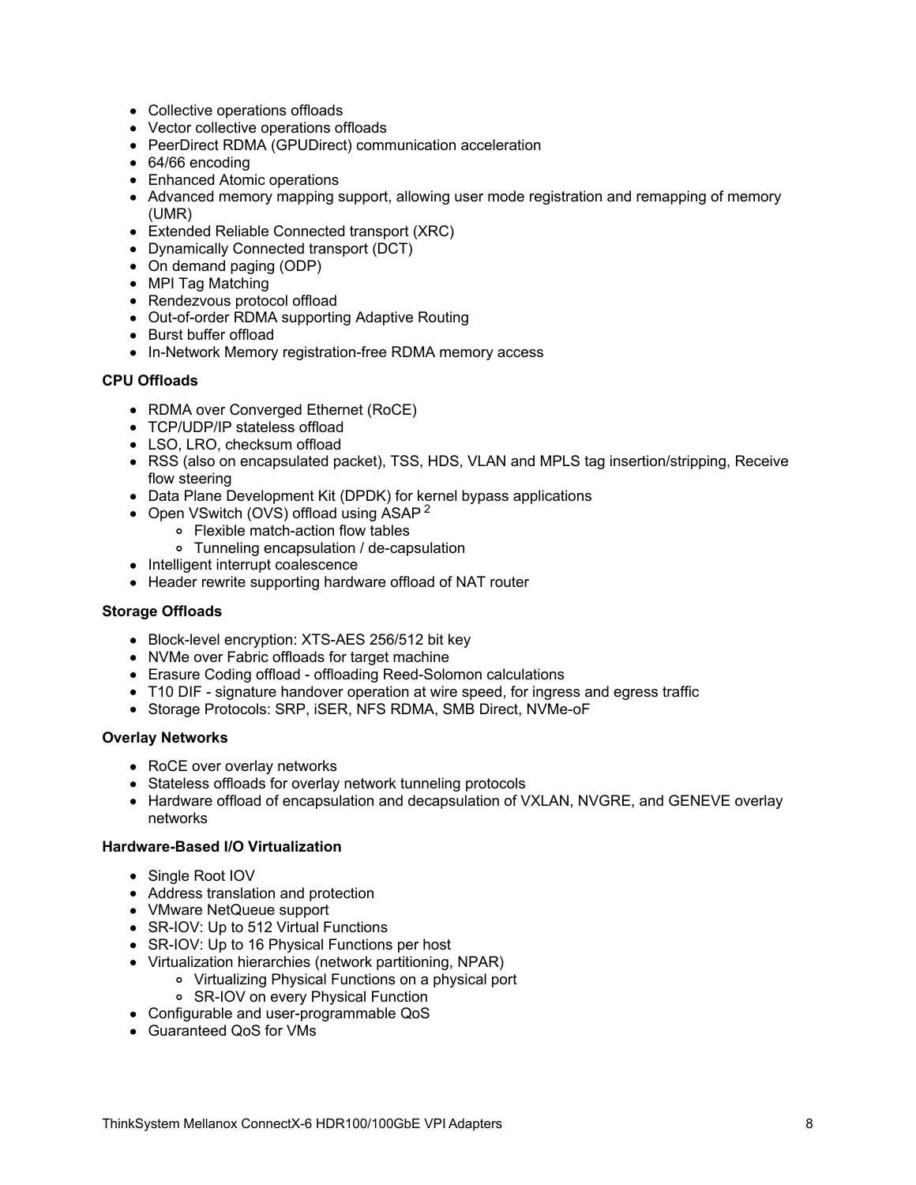- Collective operations offloads
- Vector collective operations offloads
- PeerDirect RDMA (GPUDirect) communication acceleration
- 64/66 encoding
- Enhanced Atomic operations
- Advanced memory mapping support, allowing user mode registration and remapping of memory (UMR)
- Extended Reliable Connected transport (XRC)
- Dynamically Connected transport (DCT)
- On demand paging (ODP)
- MPI Tag Matching
- Rendezvous protocol offload
- Out-of-order RDMA supporting Adaptive Routing
- Burst buffer offload
- In-Network Memory registration-free RDMA memory access

**CPU Offloads**

- RDMA over Converged Ethernet (RoCE)
- TCP/UDP/IP stateless offload
- LSO, LRO, checksum offload
- RSS (also on encapsulated packet), TSS, HDS, VLAN and MPLS tag insertion/stripping, Receive flow steering
- Data Plane Development Kit (DPDK) for kernel bypass applications
- Open VSwitch (OVS) offload using ASAP [2]
  - Flexible match-action flow tables
  - Tunneling encapsulation / de-capsulation
- Intelligent interrupt coalescence
- Header rewrite supporting hardware offload of NAT router

**Storage Offloads**

- Block-level encryption: XTS-AES 256/512 bit key
- NVMe over Fabric offloads for target machine
- Erasure Coding offload - offloading Reed-Solomon calculations
- T10 DIF - signature handover operation at wire speed, for ingress and egress traffic
- Storage Protocols: SRP, iSER, NFS RDMA, SMB Direct, NVMe-oF

**Overlay Networks**

- RoCE over overlay networks
- Stateless offloads for overlay network tunneling protocols
- Hardware offload of encapsulation and decapsulation of VXLAN, NVGRE, and GENEVE overlay networks

**Hardware-Based I/O Virtualization**

- Single Root IOV
- Address translation and protection
- VMware NetQueue support
- SR-IOV: Up to 512 Virtual Functions
- SR-IOV: Up to 16 Physical Functions per host
- Virtualization hierarchies (network partitioning, NPAR)
  - Virtualizing Physical Functions on a physical port
  - SR-IOV on every Physical Function
- Configurable and user-programmable QoS
- Guaranteed QoS for VMs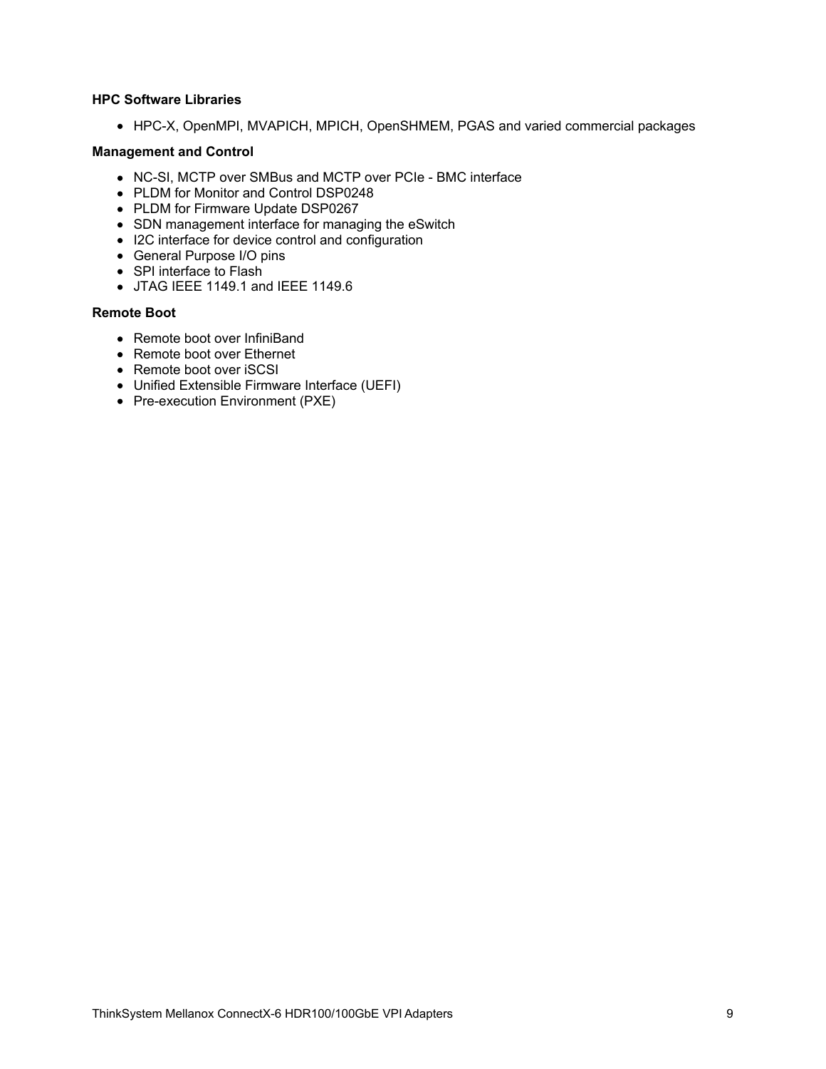**HPC Software Libraries**

- HPC-X, OpenMPI, MVAPICH, MPICH, OpenSHMEM, PGAS and varied commercial packages

**Management and Control**

- NC-SI, MCTP over SMBus and MCTP over PCIe - BMC interface
- PLDM for Monitor and Control DSP0248
- PLDM for Firmware Update DSP0267
- SDN management interface for managing the eSwitch
- I2C interface for device control and configuration
- General Purpose I/O pins
- SPI interface to Flash
- JTAG IEEE 1149.1 and IEEE 1149.6

**Remote Boot**

- Remote boot over InfiniBand
- Remote boot over Ethernet
- Remote boot over iSCSI
- Unified Extensible Firmware Interface (UEFI)
- Pre-execution Environment (PXE)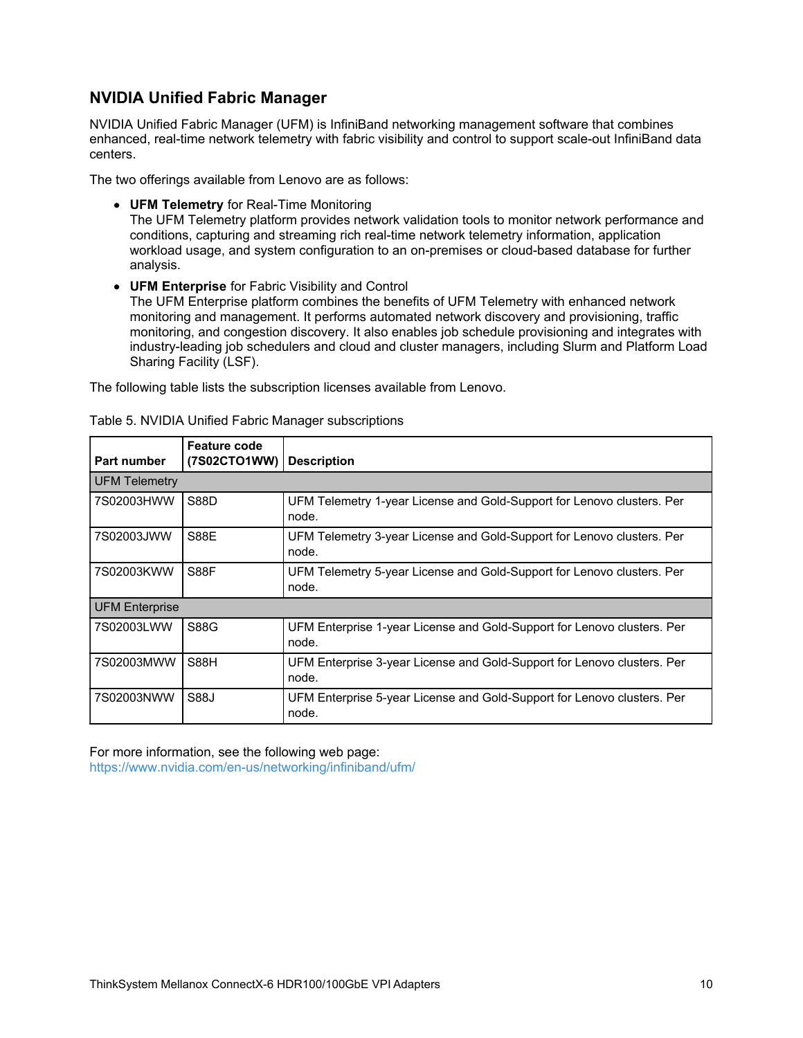## NVIDIA Unified Fabric Manager

NVIDIA Unified Fabric Manager (UFM) is InfiniBand networking management software that combines enhanced, real-time network telemetry with fabric visibility and control to support scale-out InfiniBand data centers.

The two offerings available from Lenovo are as follows:

- **UFM Telemetry** for Real-Time Monitoring
  The UFM Telemetry platform provides network validation tools to monitor network performance and conditions, capturing and streaming rich real-time network telemetry information, application workload usage, and system configuration to an on-premises or cloud-based database for further analysis.
- **UFM Enterprise** for Fabric Visibility and Control
  The UFM Enterprise platform combines the benefits of UFM Telemetry with enhanced network monitoring and management. It performs automated network discovery and provisioning, traffic monitoring, and congestion discovery. It also enables job schedule provisioning and integrates with industry-leading job schedulers and cloud and cluster managers, including Slurm and Platform Load Sharing Facility (LSF).

The following table lists the subscription licenses available from Lenovo.

Table 5. NVIDIA Unified Fabric Manager subscriptions

| Part number | Feature code (7S02CTO1WW) | Description |
|---|---|---|
| UFM Telemetry | | |
| 7S02003HWW | S88D | UFM Telemetry 1-year License and Gold-Support for Lenovo clusters. Per node. |
| 7S02003JWW | S88E | UFM Telemetry 3-year License and Gold-Support for Lenovo clusters. Per node. |
| 7S02003KWW | S88F | UFM Telemetry 5-year License and Gold-Support for Lenovo clusters. Per node. |
| UFM Enterprise | | |
| 7S02003LWW | S88G | UFM Enterprise 1-year License and Gold-Support for Lenovo clusters. Per node. |
| 7S02003MWW | S88H | UFM Enterprise 3-year License and Gold-Support for Lenovo clusters. Per node. |
| 7S02003NWW | S88J | UFM Enterprise 5-year License and Gold-Support for Lenovo clusters. Per node. |

For more information, see the following web page:
https://www.nvidia.com/en-us/networking/infiniband/ufm/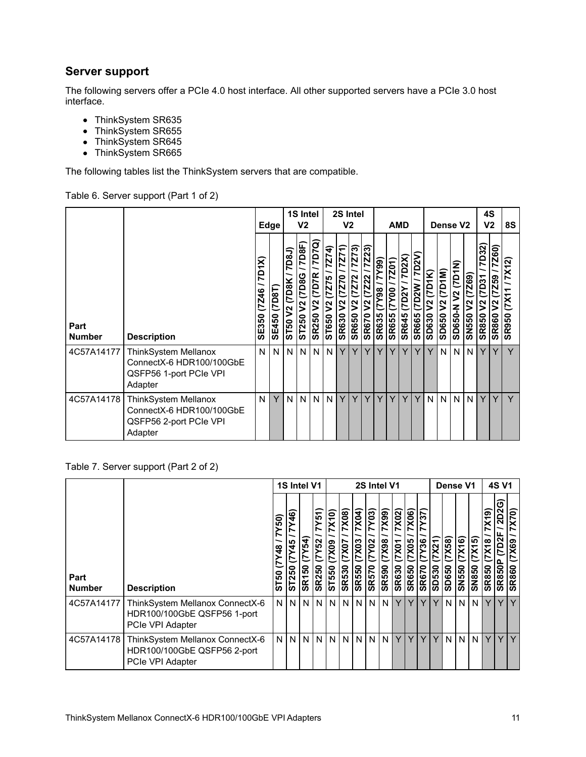## Server support

The following servers offer a PCIe 4.0 host interface. All other supported servers have a PCIe 3.0 host interface.

- ThinkSystem SR635
- ThinkSystem SR655
- ThinkSystem SR645
- ThinkSystem SR665

The following tables list the ThinkSystem servers that are compatible.

Table 6. Server support (Part 1 of 2)

| | | Edge | | 1S Intel V2 | | | 2S Intel V2 | | | | AMD | | | | Dense V2 | | | | 4S V2 | | 8S |
|---|---|---|---|---|---|---|---|---|---|---|---|---|---|---|---|---|---|---|---|---|---|
| Part Number | Description | SE350 (7Z46 / 7D1X) | SE450 (7D8T) | ST50 V2 (7D8K / 7D8J) | ST250 V2 (7D8G / 7D8F) | SR250 V2 (7D7R / 7D7Q) | ST650 V2 (7Z75 / 7Z74) | SR630 V2 (7Z70 / 7Z71) | SR650 V2 (7Z72 / 7Z73) | SR670 V2 (7Z22 / 7Z23) | SR635 (7Y98 / 7Y99) | SR655 (7Y00 / 7Z01) | SR645 (7D2Y / 7D2X) | SR665 (7D2W / 7D2V) | SD630 V2 (7D1K) | SD650 V2 (7D1M) | SD650-N V2 (7D1N) | SN550 V2 (7Z69) | SR850 V2 (7D31 / 7D32) | SR860 V2 (7Z59 / 7Z60) | SR950 (7X11 / 7X12) |
| 4C57A14177 | ThinkSystem Mellanox ConnectX-6 HDR100/100GbE QSFP56 1-port PCIe VPI Adapter | N | N | N | N | N | N | Y | Y | Y | Y | Y | Y | Y | Y | N | N | N | Y | Y | Y |
| 4C57A14178 | ThinkSystem Mellanox ConnectX-6 HDR100/100GbE QSFP56 2-port PCIe VPI Adapter | N | Y | N | N | N | N | Y | Y | Y | Y | Y | Y | Y | N | N | N | N | Y | Y | Y |

Table 7. Server support (Part 2 of 2)

| | | 1S Intel V1 | | | | 2S Intel V1 | | | | | | | | Dense V1 | | | | 4S V1 | | |
|---|---|---|---|---|---|---|---|---|---|---|---|---|---|---|---|---|---|---|---|---|
| Part Number | Description | ST50 (7Y48 / 7Y50) | ST250 (7Y45 / 7Y46) | SR150 (7Y54) | SR250 (7Y52 / 7Y51) | ST550 (7X09 / 7X10) | SR530 (7X07 / 7X08) | SR550 (7X03 / 7X04) | SR570 (7Y02 / 7Y03) | SR590 (7X98 / 7X99) | SR630 (7X01 / 7X02) | SR650 (7X05 / 7X06) | SR670 (7Y36 / 7Y37) | SD530 (7X21) | SD650 (7X58) | SN550 (7X16) | SN850 (7X15) | SR850 (7X18 / 7X19) | SR850P (7D2F / 2D2G) | SR860 (7X69 / 7X70) |
| 4C57A14177 | ThinkSystem Mellanox ConnectX-6 HDR100/100GbE QSFP56 1-port PCIe VPI Adapter | N | N | N | N | N | N | N | N | N | Y | Y | Y | Y | N | N | N | Y | Y | Y |
| 4C57A14178 | ThinkSystem Mellanox ConnectX-6 HDR100/100GbE QSFP56 2-port PCIe VPI Adapter | N | N | N | N | N | N | N | N | N | Y | Y | Y | Y | N | N | N | Y | Y | Y |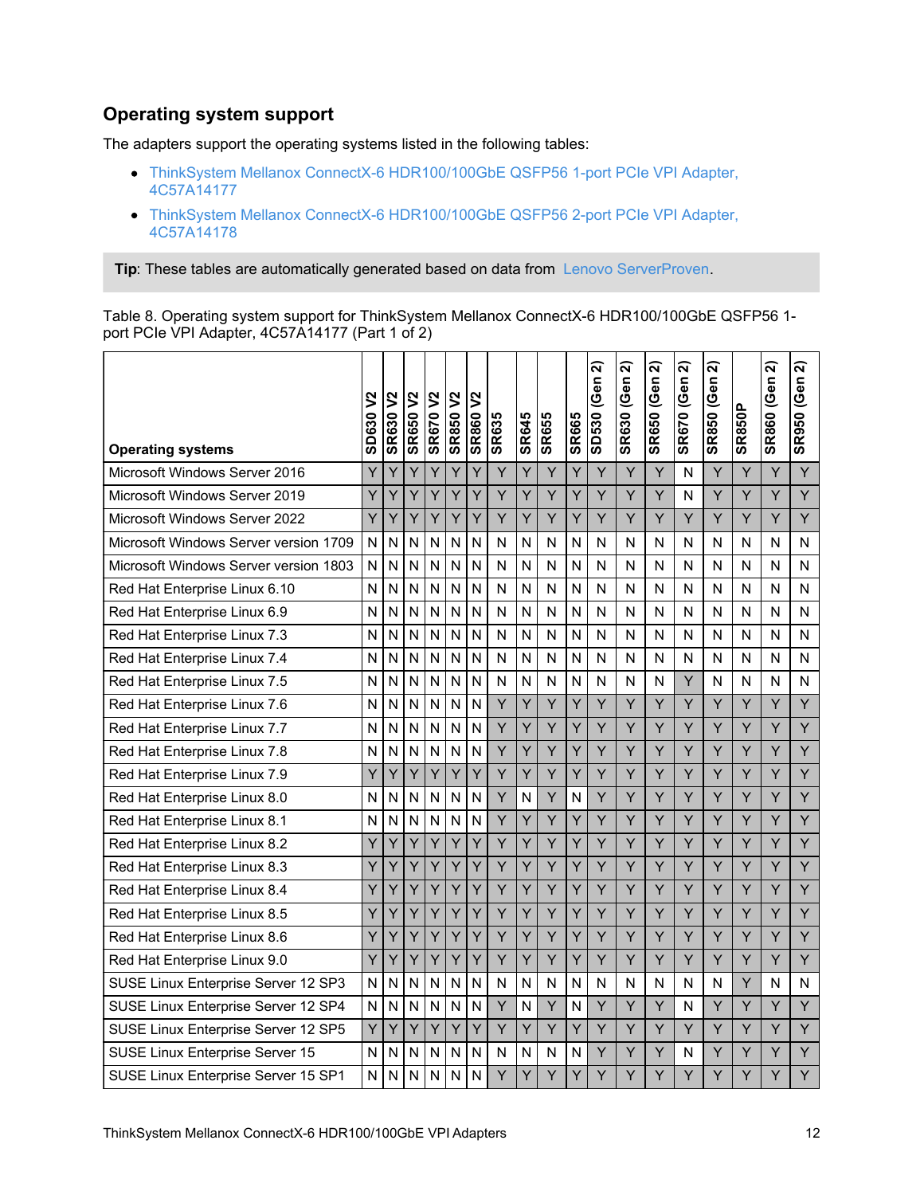## Operating system support

The adapters support the operating systems listed in the following tables:

- ThinkSystem Mellanox ConnectX-6 HDR100/100GbE QSFP56 1-port PCIe VPI Adapter, 4C57A14177
- ThinkSystem Mellanox ConnectX-6 HDR100/100GbE QSFP56 2-port PCIe VPI Adapter, 4C57A14178

**Tip**: These tables are automatically generated based on data from Lenovo ServerProven.

Table 8. Operating system support for ThinkSystem Mellanox ConnectX-6 HDR100/100GbE QSFP56 1-port PCIe VPI Adapter, 4C57A14177 (Part 1 of 2)

| Operating systems | SD630 V2 | SR630 V2 | SR650 V2 | SR670 V2 | SR850 V2 | SR860 V2 | SR635 | SR645 | SR655 | SR665 | SD530 (Gen 2) | SR630 (Gen 2) | SR650 (Gen 2) | SR670 (Gen 2) | SR850 (Gen 2) | SR850P | SR860 (Gen 2) | SR950 (Gen 2) |
|---|---|---|---|---|---|---|---|---|---|---|---|---|---|---|---|---|---|---|
| Microsoft Windows Server 2016 | Y | Y | Y | Y | Y | Y | Y | Y | Y | Y | Y | Y | Y | N | Y | Y | Y | Y |
| Microsoft Windows Server 2019 | Y | Y | Y | Y | Y | Y | Y | Y | Y | Y | Y | Y | Y | N | Y | Y | Y | Y |
| Microsoft Windows Server 2022 | Y | Y | Y | Y | Y | Y | Y | Y | Y | Y | Y | Y | Y | Y | Y | Y | Y | Y |
| Microsoft Windows Server version 1709 | N | N | N | N | N | N | N | N | N | N | N | N | N | N | N | N | N | N |
| Microsoft Windows Server version 1803 | N | N | N | N | N | N | N | N | N | N | N | N | N | N | N | N | N | N |
| Red Hat Enterprise Linux 6.10 | N | N | N | N | N | N | N | N | N | N | N | N | N | N | N | N | N | N |
| Red Hat Enterprise Linux 6.9 | N | N | N | N | N | N | N | N | N | N | N | N | N | N | N | N | N | N |
| Red Hat Enterprise Linux 7.3 | N | N | N | N | N | N | N | N | N | N | N | N | N | N | N | N | N | N |
| Red Hat Enterprise Linux 7.4 | N | N | N | N | N | N | N | N | N | N | N | N | N | N | N | N | N | N |
| Red Hat Enterprise Linux 7.5 | N | N | N | N | N | N | N | N | N | N | N | N | N | Y | N | N | N | N |
| Red Hat Enterprise Linux 7.6 | N | N | N | N | N | N | Y | Y | Y | Y | Y | Y | Y | Y | Y | Y | Y | Y |
| Red Hat Enterprise Linux 7.7 | N | N | N | N | N | N | Y | Y | Y | Y | Y | Y | Y | Y | Y | Y | Y | Y |
| Red Hat Enterprise Linux 7.8 | N | N | N | N | N | N | Y | Y | Y | Y | Y | Y | Y | Y | Y | Y | Y | Y |
| Red Hat Enterprise Linux 7.9 | Y | Y | Y | Y | Y | Y | Y | Y | Y | Y | Y | Y | Y | Y | Y | Y | Y | Y |
| Red Hat Enterprise Linux 8.0 | N | N | N | N | N | N | Y | N | Y | N | Y | Y | Y | Y | Y | Y | Y | Y |
| Red Hat Enterprise Linux 8.1 | N | N | N | N | N | N | Y | Y | Y | Y | Y | Y | Y | Y | Y | Y | Y | Y |
| Red Hat Enterprise Linux 8.2 | Y | Y | Y | Y | Y | Y | Y | Y | Y | Y | Y | Y | Y | Y | Y | Y | Y | Y |
| Red Hat Enterprise Linux 8.3 | Y | Y | Y | Y | Y | Y | Y | Y | Y | Y | Y | Y | Y | Y | Y | Y | Y | Y |
| Red Hat Enterprise Linux 8.4 | Y | Y | Y | Y | Y | Y | Y | Y | Y | Y | Y | Y | Y | Y | Y | Y | Y | Y |
| Red Hat Enterprise Linux 8.5 | Y | Y | Y | Y | Y | Y | Y | Y | Y | Y | Y | Y | Y | Y | Y | Y | Y | Y |
| Red Hat Enterprise Linux 8.6 | Y | Y | Y | Y | Y | Y | Y | Y | Y | Y | Y | Y | Y | Y | Y | Y | Y | Y |
| Red Hat Enterprise Linux 9.0 | Y | Y | Y | Y | Y | Y | Y | Y | Y | Y | Y | Y | Y | Y | Y | Y | Y | Y |
| SUSE Linux Enterprise Server 12 SP3 | N | N | N | N | N | N | N | N | N | N | N | N | N | N | N | Y | N | N |
| SUSE Linux Enterprise Server 12 SP4 | N | N | N | N | N | N | Y | N | Y | N | Y | Y | Y | N | Y | Y | Y | Y |
| SUSE Linux Enterprise Server 12 SP5 | Y | Y | Y | Y | Y | Y | Y | Y | Y | Y | Y | Y | Y | Y | Y | Y | Y | Y |
| SUSE Linux Enterprise Server 15 | N | N | N | N | N | N | N | N | N | N | Y | Y | Y | N | Y | Y | Y | Y |
| SUSE Linux Enterprise Server 15 SP1 | N | N | N | N | N | N | Y | Y | Y | Y | Y | Y | Y | Y | Y | Y | Y | Y |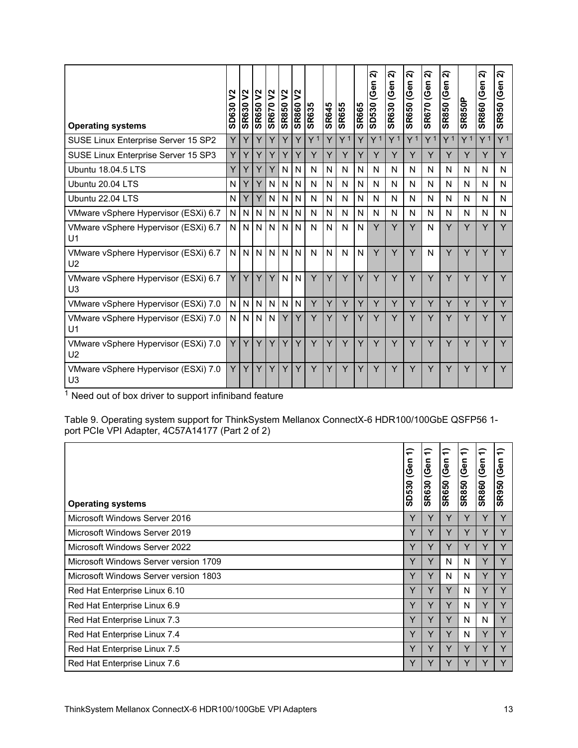| Operating systems | SD630 V2 | SR630 V2 | SR650 V2 | SR670 V2 | SR850 V2 | SR860 V2 | SR635 | SR645 | SR655 | SR665 | SD530 (Gen 2) | SR630 (Gen 2) | SR650 (Gen 2) | SR670 (Gen 2) | SR850 (Gen 2) | SR850P | SR860 (Gen 2) | SR950 (Gen 2) |
|---|---|---|---|---|---|---|---|---|---|---|---|---|---|---|---|---|---|---|
| SUSE Linux Enterprise Server 15 SP2 | Y | Y | Y | Y | Y | Y | Y [1] | Y | Y [1] | Y | Y [1] | Y [1] | Y [1] | Y [1] | Y [1] | Y [1] | Y [1] | Y [1] |
| SUSE Linux Enterprise Server 15 SP3 | Y | Y | Y | Y | Y | Y | Y | Y | Y | Y | Y | Y | Y | Y | Y | Y | Y | Y |
| Ubuntu 18.04.5 LTS | Y | Y | Y | Y | N | N | N | N | N | N | N | N | N | N | N | N | N | N |
| Ubuntu 20.04 LTS | N | Y | Y | N | N | N | N | N | N | N | N | N | N | N | N | N | N | N |
| Ubuntu 22.04 LTS | N | Y | Y | N | N | N | N | N | N | N | N | N | N | N | N | N | N | N |
| VMware vSphere Hypervisor (ESXi) 6.7 | N | N | N | N | N | N | N | N | N | N | N | N | N | N | N | N | N | N |
| VMware vSphere Hypervisor (ESXi) 6.7 U1 | N | N | N | N | N | N | N | N | N | N | Y | Y | Y | N | Y | Y | Y | Y |
| VMware vSphere Hypervisor (ESXi) 6.7 U2 | N | N | N | N | N | N | N | N | N | N | Y | Y | Y | N | Y | Y | Y | Y |
| VMware vSphere Hypervisor (ESXi) 6.7 U3 | Y | Y | Y | Y | N | N | Y | Y | Y | Y | Y | Y | Y | Y | Y | Y | Y | Y |
| VMware vSphere Hypervisor (ESXi) 7.0 | N | N | N | N | N | N | Y | Y | Y | Y | Y | Y | Y | Y | Y | Y | Y | Y |
| VMware vSphere Hypervisor (ESXi) 7.0 U1 | N | N | N | N | Y | Y | Y | Y | Y | Y | Y | Y | Y | Y | Y | Y | Y | Y |
| VMware vSphere Hypervisor (ESXi) 7.0 U2 | Y | Y | Y | Y | Y | Y | Y | Y | Y | Y | Y | Y | Y | Y | Y | Y | Y | Y |
| VMware vSphere Hypervisor (ESXi) 7.0 U3 | Y | Y | Y | Y | Y | Y | Y | Y | Y | Y | Y | Y | Y | Y | Y | Y | Y | Y |

[1] Need out of box driver to support infiniband feature

Table 9. Operating system support for ThinkSystem Mellanox ConnectX-6 HDR100/100GbE QSFP56 1-port PCIe VPI Adapter, 4C57A14177 (Part 2 of 2)

| Operating systems | SD530 (Gen 1) | SR630 (Gen 1) | SR650 (Gen 1) | SR850 (Gen 1) | SR860 (Gen 1) | SR950 (Gen 1) |
|---|---|---|---|---|---|---|
| Microsoft Windows Server 2016 | Y | Y | Y | Y | Y | Y |
| Microsoft Windows Server 2019 | Y | Y | Y | Y | Y | Y |
| Microsoft Windows Server 2022 | Y | Y | Y | Y | Y | Y |
| Microsoft Windows Server version 1709 | Y | Y | N | N | Y | Y |
| Microsoft Windows Server version 1803 | Y | Y | N | N | Y | Y |
| Red Hat Enterprise Linux 6.10 | Y | Y | Y | N | Y | Y |
| Red Hat Enterprise Linux 6.9 | Y | Y | Y | N | Y | Y |
| Red Hat Enterprise Linux 7.3 | Y | Y | Y | N | N | Y |
| Red Hat Enterprise Linux 7.4 | Y | Y | Y | N | Y | Y |
| Red Hat Enterprise Linux 7.5 | Y | Y | Y | Y | Y | Y |
| Red Hat Enterprise Linux 7.6 | Y | Y | Y | Y | Y | Y |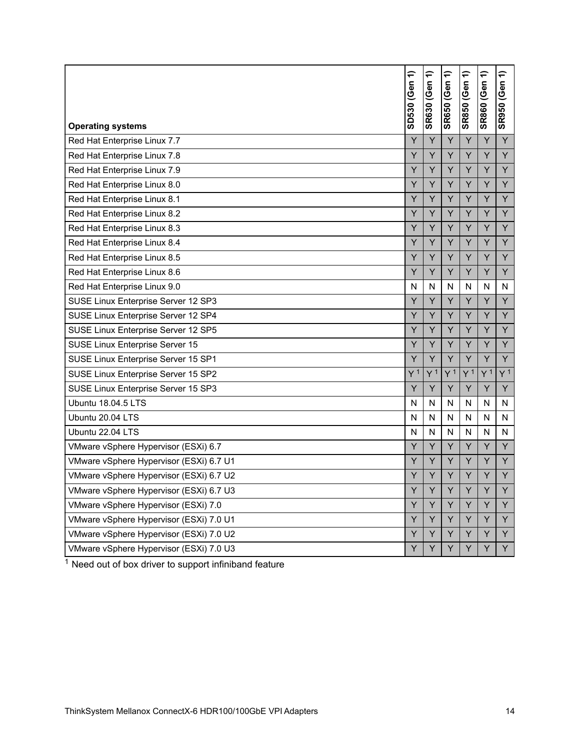| Operating systems | SD530 (Gen 1) | SR630 (Gen 1) | SR650 (Gen 1) | SR850 (Gen 1) | SR860 (Gen 1) | SR950 (Gen 1) |
|---|---|---|---|---|---|---|
| Red Hat Enterprise Linux 7.7 | Y | Y | Y | Y | Y | Y |
| Red Hat Enterprise Linux 7.8 | Y | Y | Y | Y | Y | Y |
| Red Hat Enterprise Linux 7.9 | Y | Y | Y | Y | Y | Y |
| Red Hat Enterprise Linux 8.0 | Y | Y | Y | Y | Y | Y |
| Red Hat Enterprise Linux 8.1 | Y | Y | Y | Y | Y | Y |
| Red Hat Enterprise Linux 8.2 | Y | Y | Y | Y | Y | Y |
| Red Hat Enterprise Linux 8.3 | Y | Y | Y | Y | Y | Y |
| Red Hat Enterprise Linux 8.4 | Y | Y | Y | Y | Y | Y |
| Red Hat Enterprise Linux 8.5 | Y | Y | Y | Y | Y | Y |
| Red Hat Enterprise Linux 8.6 | Y | Y | Y | Y | Y | Y |
| Red Hat Enterprise Linux 9.0 | N | N | N | N | N | N |
| SUSE Linux Enterprise Server 12 SP3 | Y | Y | Y | Y | Y | Y |
| SUSE Linux Enterprise Server 12 SP4 | Y | Y | Y | Y | Y | Y |
| SUSE Linux Enterprise Server 12 SP5 | Y | Y | Y | Y | Y | Y |
| SUSE Linux Enterprise Server 15 | Y | Y | Y | Y | Y | Y |
| SUSE Linux Enterprise Server 15 SP1 | Y | Y | Y | Y | Y | Y |
| SUSE Linux Enterprise Server 15 SP2 | Y [1] | Y [1] | Y [1] | Y [1] | Y [1] | Y [1] |
| SUSE Linux Enterprise Server 15 SP3 | Y | Y | Y | Y | Y | Y |
| Ubuntu 18.04.5 LTS | N | N | N | N | N | N |
| Ubuntu 20.04 LTS | N | N | N | N | N | N |
| Ubuntu 22.04 LTS | N | N | N | N | N | N |
| VMware vSphere Hypervisor (ESXi) 6.7 | Y | Y | Y | Y | Y | Y |
| VMware vSphere Hypervisor (ESXi) 6.7 U1 | Y | Y | Y | Y | Y | Y |
| VMware vSphere Hypervisor (ESXi) 6.7 U2 | Y | Y | Y | Y | Y | Y |
| VMware vSphere Hypervisor (ESXi) 6.7 U3 | Y | Y | Y | Y | Y | Y |
| VMware vSphere Hypervisor (ESXi) 7.0 | Y | Y | Y | Y | Y | Y |
| VMware vSphere Hypervisor (ESXi) 7.0 U1 | Y | Y | Y | Y | Y | Y |
| VMware vSphere Hypervisor (ESXi) 7.0 U2 | Y | Y | Y | Y | Y | Y |
| VMware vSphere Hypervisor (ESXi) 7.0 U3 | Y | Y | Y | Y | Y | Y |

[1] Need out of box driver to support infiniband feature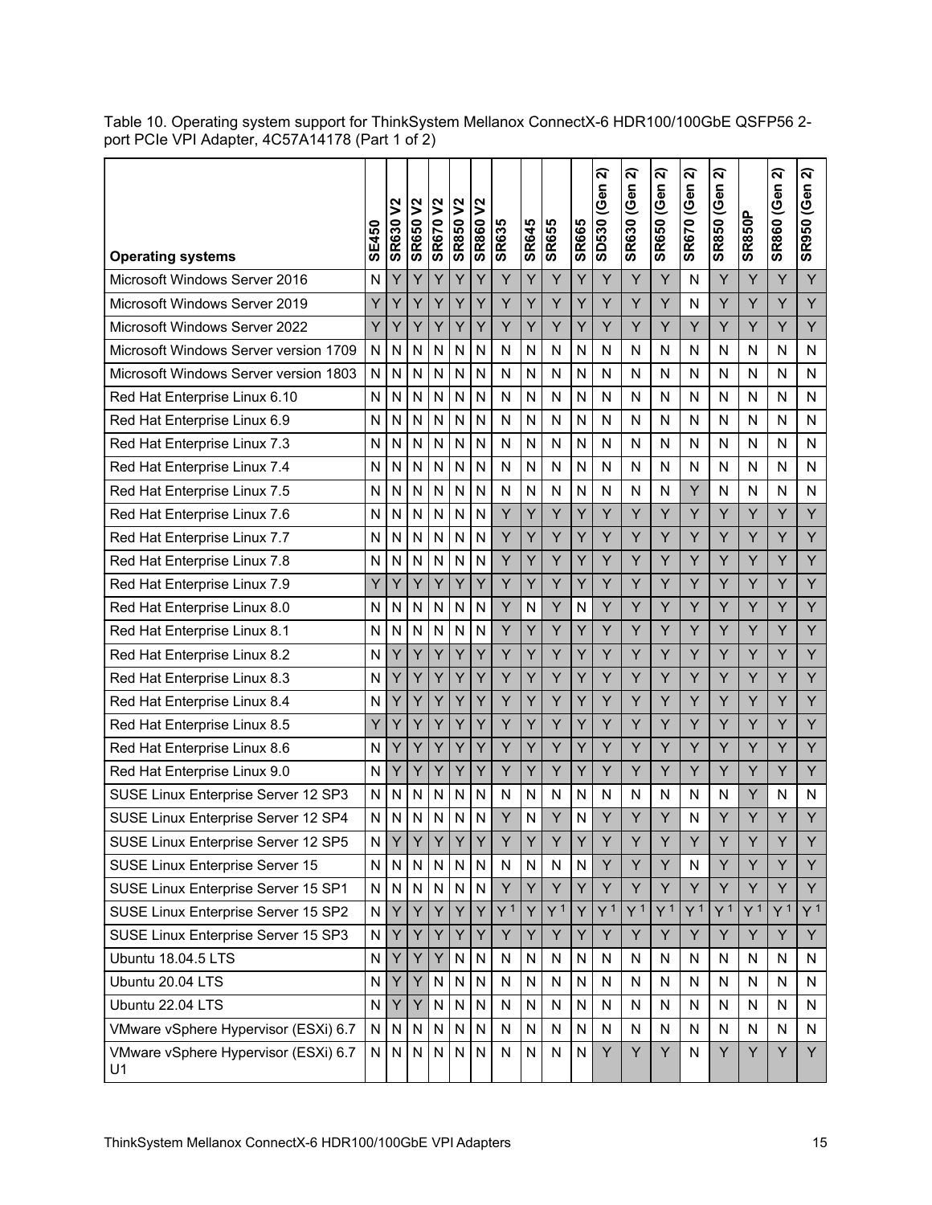Table 10. Operating system support for ThinkSystem Mellanox ConnectX-6 HDR100/100GbE QSFP56 2-port PCIe VPI Adapter, 4C57A14178 (Part 1 of 2)

| Operating systems | SE450 | SR630 V2 | SR650 V2 | SR670 V2 | SR850 V2 | SR860 V2 | SR635 | SR645 | SR655 | SR665 | SD530 (Gen 2) | SR630 (Gen 2) | SR650 (Gen 2) | SR670 (Gen 2) | SR850 (Gen 2) | SR850P | SR860 (Gen 2) | SR950 (Gen 2) |
|---|---|---|---|---|---|---|---|---|---|---|---|---|---|---|---|---|---|---|
| Microsoft Windows Server 2016 | N | Y | Y | Y | Y | Y | Y | Y | Y | Y | Y | Y | Y | N | Y | Y | Y | Y |
| Microsoft Windows Server 2019 | Y | Y | Y | Y | Y | Y | Y | Y | Y | Y | Y | Y | Y | N | Y | Y | Y | Y |
| Microsoft Windows Server 2022 | Y | Y | Y | Y | Y | Y | Y | Y | Y | Y | Y | Y | Y | Y | Y | Y | Y | Y |
| Microsoft Windows Server version 1709 | N | N | N | N | N | N | N | N | N | N | N | N | N | N | N | N | N | N |
| Microsoft Windows Server version 1803 | N | N | N | N | N | N | N | N | N | N | N | N | N | N | N | N | N | N |
| Red Hat Enterprise Linux 6.10 | N | N | N | N | N | N | N | N | N | N | N | N | N | N | N | N | N | N |
| Red Hat Enterprise Linux 6.9 | N | N | N | N | N | N | N | N | N | N | N | N | N | N | N | N | N | N |
| Red Hat Enterprise Linux 7.3 | N | N | N | N | N | N | N | N | N | N | N | N | N | N | N | N | N | N |
| Red Hat Enterprise Linux 7.4 | N | N | N | N | N | N | N | N | N | N | N | N | N | N | N | N | N | N |
| Red Hat Enterprise Linux 7.5 | N | N | N | N | N | N | N | N | N | N | N | N | N | Y | N | N | N | N |
| Red Hat Enterprise Linux 7.6 | N | N | N | N | N | N | Y | Y | Y | Y | Y | Y | Y | Y | Y | Y | Y | Y |
| Red Hat Enterprise Linux 7.7 | N | N | N | N | N | N | Y | Y | Y | Y | Y | Y | Y | Y | Y | Y | Y | Y |
| Red Hat Enterprise Linux 7.8 | N | N | N | N | N | N | Y | Y | Y | Y | Y | Y | Y | Y | Y | Y | Y | Y |
| Red Hat Enterprise Linux 7.9 | Y | Y | Y | Y | Y | Y | Y | Y | Y | Y | Y | Y | Y | Y | Y | Y | Y | Y |
| Red Hat Enterprise Linux 8.0 | N | N | N | N | N | N | Y | N | Y | N | Y | Y | Y | Y | Y | Y | Y | Y |
| Red Hat Enterprise Linux 8.1 | N | N | N | N | N | N | Y | Y | Y | Y | Y | Y | Y | Y | Y | Y | Y | Y |
| Red Hat Enterprise Linux 8.2 | N | Y | Y | Y | Y | Y | Y | Y | Y | Y | Y | Y | Y | Y | Y | Y | Y | Y |
| Red Hat Enterprise Linux 8.3 | N | Y | Y | Y | Y | Y | Y | Y | Y | Y | Y | Y | Y | Y | Y | Y | Y | Y |
| Red Hat Enterprise Linux 8.4 | N | Y | Y | Y | Y | Y | Y | Y | Y | Y | Y | Y | Y | Y | Y | Y | Y | Y |
| Red Hat Enterprise Linux 8.5 | Y | Y | Y | Y | Y | Y | Y | Y | Y | Y | Y | Y | Y | Y | Y | Y | Y | Y |
| Red Hat Enterprise Linux 8.6 | N | Y | Y | Y | Y | Y | Y | Y | Y | Y | Y | Y | Y | Y | Y | Y | Y | Y |
| Red Hat Enterprise Linux 9.0 | N | Y | Y | Y | Y | Y | Y | Y | Y | Y | Y | Y | Y | Y | Y | Y | Y | Y |
| SUSE Linux Enterprise Server 12 SP3 | N | N | N | N | N | N | N | N | N | N | N | N | N | N | N | Y | N | N |
| SUSE Linux Enterprise Server 12 SP4 | N | N | N | N | N | N | Y | N | Y | N | Y | Y | Y | N | Y | Y | Y | Y |
| SUSE Linux Enterprise Server 12 SP5 | N | Y | Y | Y | Y | Y | Y | Y | Y | Y | Y | Y | Y | Y | Y | Y | Y | Y |
| SUSE Linux Enterprise Server 15 | N | N | N | N | N | N | N | N | N | N | Y | Y | Y | N | Y | Y | Y | Y |
| SUSE Linux Enterprise Server 15 SP1 | N | N | N | N | N | N | Y | Y | Y | Y | Y | Y | Y | Y | Y | Y | Y | Y |
| SUSE Linux Enterprise Server 15 SP2 | N | Y | Y | Y | Y | Y | Y [1] | Y | Y [1] | Y | Y [1] | Y [1] | Y [1] | Y [1] | Y [1] | Y [1] | Y [1] | Y [1] |
| SUSE Linux Enterprise Server 15 SP3 | N | Y | Y | Y | Y | Y | Y | Y | Y | Y | Y | Y | Y | Y | Y | Y | Y | Y |
| Ubuntu 18.04.5 LTS | N | Y | Y | Y | N | N | N | N | N | N | N | N | N | N | N | N | N | N |
| Ubuntu 20.04 LTS | N | Y | Y | N | N | N | N | N | N | N | N | N | N | N | N | N | N | N |
| Ubuntu 22.04 LTS | N | Y | Y | N | N | N | N | N | N | N | N | N | N | N | N | N | N | N |
| VMware vSphere Hypervisor (ESXi) 6.7 | N | N | N | N | N | N | N | N | N | N | N | N | N | N | N | N | N | N |
| VMware vSphere Hypervisor (ESXi) 6.7 U1 | N | N | N | N | N | N | N | N | N | N | Y | Y | Y | N | Y | Y | Y | Y |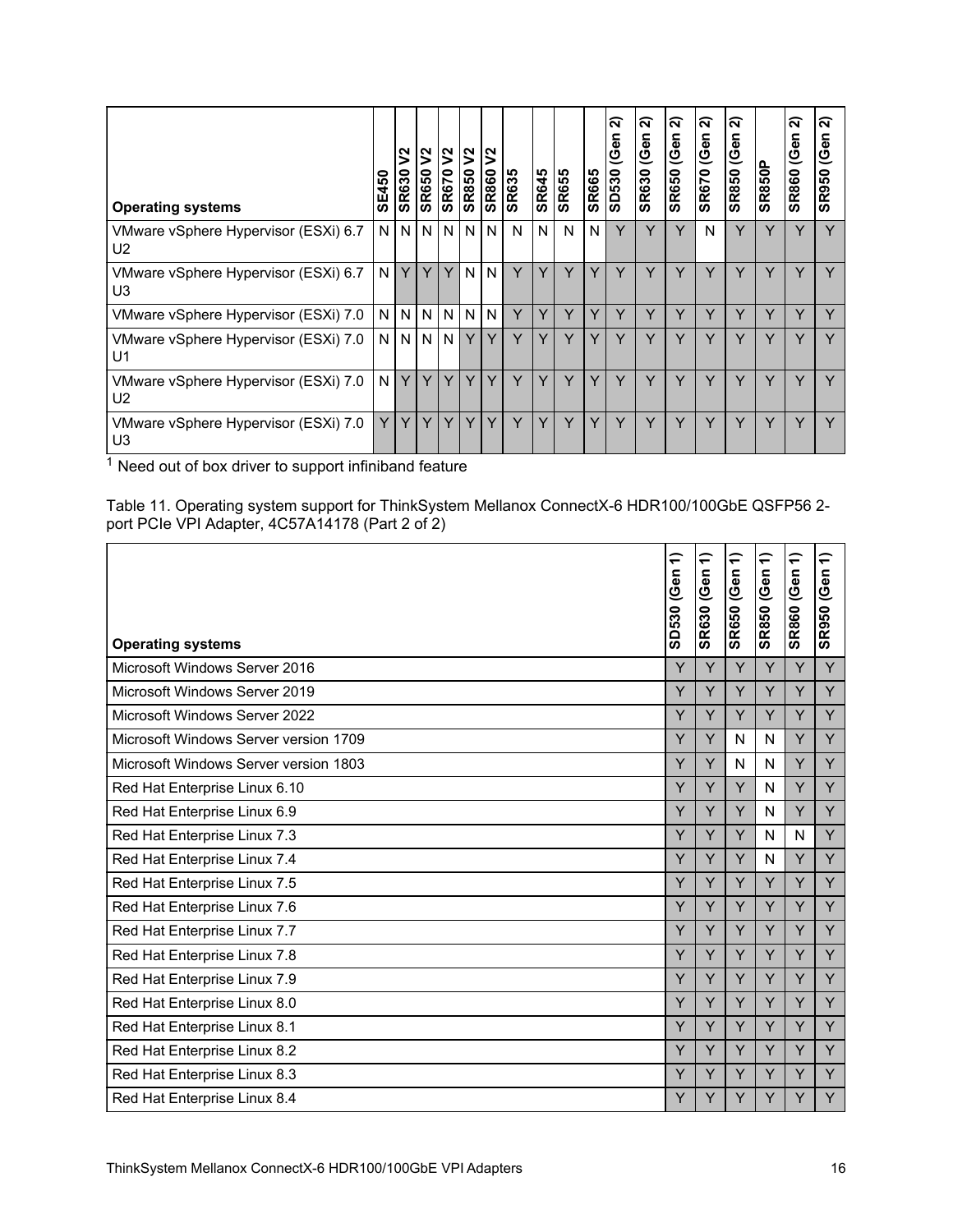| Operating systems | SE450 | SR630 V2 | SR650 V2 | SR670 V2 | SR850 V2 | SR860 V2 | SR635 | SR645 | SR655 | SR665 | SD530 (Gen 2) | SR630 (Gen 2) | SR650 (Gen 2) | SR670 (Gen 2) | SR850 (Gen 2) | SR850P | SR860 (Gen 2) | SR950 (Gen 2) |
|---|---|---|---|---|---|---|---|---|---|---|---|---|---|---|---|---|---|---|
| VMware vSphere Hypervisor (ESXi) 6.7 U2 | N | N | N | N | N | N | N | N | N | N | Y | Y | Y | N | Y | Y | Y | Y |
| VMware vSphere Hypervisor (ESXi) 6.7 U3 | N | Y | Y | Y | N | N | Y | Y | Y | Y | Y | Y | Y | Y | Y | Y | Y | Y |
| VMware vSphere Hypervisor (ESXi) 7.0 | N | N | N | N | N | N | Y | Y | Y | Y | Y | Y | Y | Y | Y | Y | Y | Y |
| VMware vSphere Hypervisor (ESXi) 7.0 U1 | N | N | N | N | Y | Y | Y | Y | Y | Y | Y | Y | Y | Y | Y | Y | Y | Y |
| VMware vSphere Hypervisor (ESXi) 7.0 U2 | N | Y | Y | Y | Y | Y | Y | Y | Y | Y | Y | Y | Y | Y | Y | Y | Y | Y |
| VMware vSphere Hypervisor (ESXi) 7.0 U3 | Y | Y | Y | Y | Y | Y | Y | Y | Y | Y | Y | Y | Y | Y | Y | Y | Y | Y |

[1] Need out of box driver to support infiniband feature

Table 11. Operating system support for ThinkSystem Mellanox ConnectX-6 HDR100/100GbE QSFP56 2-port PCIe VPI Adapter, 4C57A14178 (Part 2 of 2)

| Operating systems | SD530 (Gen 1) | SR630 (Gen 1) | SR650 (Gen 1) | SR850 (Gen 1) | SR860 (Gen 1) | SR950 (Gen 1) |
|---|---|---|---|---|---|---|
| Microsoft Windows Server 2016 | Y | Y | Y | Y | Y | Y |
| Microsoft Windows Server 2019 | Y | Y | Y | Y | Y | Y |
| Microsoft Windows Server 2022 | Y | Y | Y | Y | Y | Y |
| Microsoft Windows Server version 1709 | Y | Y | N | N | Y | Y |
| Microsoft Windows Server version 1803 | Y | Y | N | N | Y | Y |
| Red Hat Enterprise Linux 6.10 | Y | Y | Y | N | Y | Y |
| Red Hat Enterprise Linux 6.9 | Y | Y | Y | N | Y | Y |
| Red Hat Enterprise Linux 7.3 | Y | Y | Y | N | N | Y |
| Red Hat Enterprise Linux 7.4 | Y | Y | Y | N | Y | Y |
| Red Hat Enterprise Linux 7.5 | Y | Y | Y | Y | Y | Y |
| Red Hat Enterprise Linux 7.6 | Y | Y | Y | Y | Y | Y |
| Red Hat Enterprise Linux 7.7 | Y | Y | Y | Y | Y | Y |
| Red Hat Enterprise Linux 7.8 | Y | Y | Y | Y | Y | Y |
| Red Hat Enterprise Linux 7.9 | Y | Y | Y | Y | Y | Y |
| Red Hat Enterprise Linux 8.0 | Y | Y | Y | Y | Y | Y |
| Red Hat Enterprise Linux 8.1 | Y | Y | Y | Y | Y | Y |
| Red Hat Enterprise Linux 8.2 | Y | Y | Y | Y | Y | Y |
| Red Hat Enterprise Linux 8.3 | Y | Y | Y | Y | Y | Y |
| Red Hat Enterprise Linux 8.4 | Y | Y | Y | Y | Y | Y |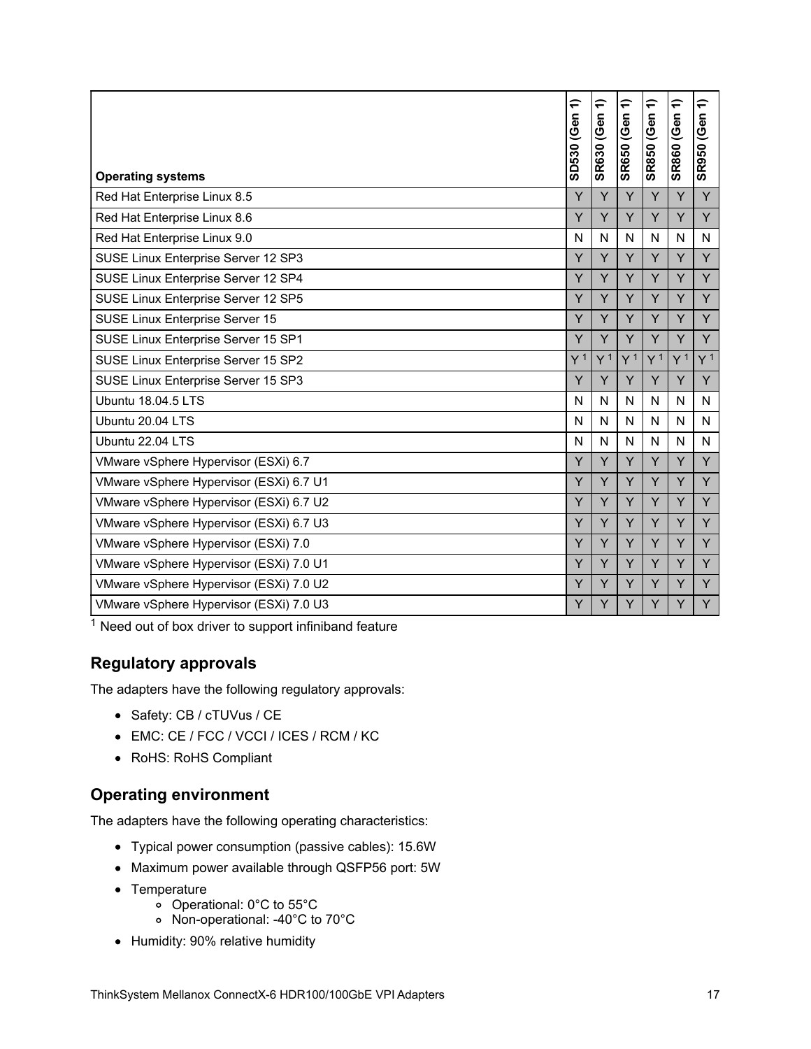| Operating systems | SD530 (Gen 1) | SR630 (Gen 1) | SR650 (Gen 1) | SR850 (Gen 1) | SR860 (Gen 1) | SR950 (Gen 1) |
|---|---|---|---|---|---|---|
| Red Hat Enterprise Linux 8.5 | Y | Y | Y | Y | Y | Y |
| Red Hat Enterprise Linux 8.6 | Y | Y | Y | Y | Y | Y |
| Red Hat Enterprise Linux 9.0 | N | N | N | N | N | N |
| SUSE Linux Enterprise Server 12 SP3 | Y | Y | Y | Y | Y | Y |
| SUSE Linux Enterprise Server 12 SP4 | Y | Y | Y | Y | Y | Y |
| SUSE Linux Enterprise Server 12 SP5 | Y | Y | Y | Y | Y | Y |
| SUSE Linux Enterprise Server 15 | Y | Y | Y | Y | Y | Y |
| SUSE Linux Enterprise Server 15 SP1 | Y | Y | Y | Y | Y | Y |
| SUSE Linux Enterprise Server 15 SP2 | Y [1] | Y [1] | Y [1] | Y [1] | Y [1] | Y [1] |
| SUSE Linux Enterprise Server 15 SP3 | Y | Y | Y | Y | Y | Y |
| Ubuntu 18.04.5 LTS | N | N | N | N | N | N |
| Ubuntu 20.04 LTS | N | N | N | N | N | N |
| Ubuntu 22.04 LTS | N | N | N | N | N | N |
| VMware vSphere Hypervisor (ESXi) 6.7 | Y | Y | Y | Y | Y | Y |
| VMware vSphere Hypervisor (ESXi) 6.7 U1 | Y | Y | Y | Y | Y | Y |
| VMware vSphere Hypervisor (ESXi) 6.7 U2 | Y | Y | Y | Y | Y | Y |
| VMware vSphere Hypervisor (ESXi) 6.7 U3 | Y | Y | Y | Y | Y | Y |
| VMware vSphere Hypervisor (ESXi) 7.0 | Y | Y | Y | Y | Y | Y |
| VMware vSphere Hypervisor (ESXi) 7.0 U1 | Y | Y | Y | Y | Y | Y |
| VMware vSphere Hypervisor (ESXi) 7.0 U2 | Y | Y | Y | Y | Y | Y |
| VMware vSphere Hypervisor (ESXi) 7.0 U3 | Y | Y | Y | Y | Y | Y |

[1] Need out of box driver to support infiniband feature

## Regulatory approvals

The adapters have the following regulatory approvals:

- Safety: CB / cTUVus / CE
- EMC: CE / FCC / VCCI / ICES / RCM / KC
- RoHS: RoHS Compliant

## Operating environment

The adapters have the following operating characteristics:

- Typical power consumption (passive cables): 15.6W
- Maximum power available through QSFP56 port: 5W
- Temperature
  - Operational: 0°C to 55°C
  - Non-operational: -40°C to 70°C
- Humidity: 90% relative humidity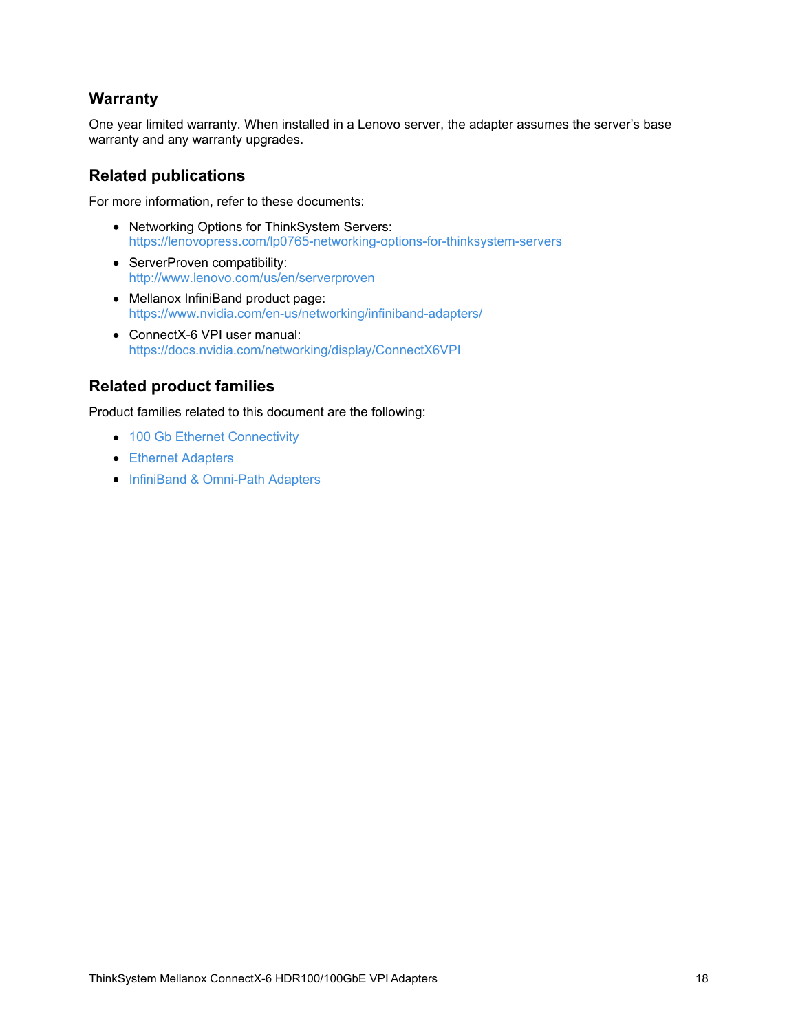## Warranty

One year limited warranty. When installed in a Lenovo server, the adapter assumes the server's base warranty and any warranty upgrades.

## Related publications

For more information, refer to these documents:

- Networking Options for ThinkSystem Servers:
  https://lenovopress.com/lp0765-networking-options-for-thinksystem-servers
- ServerProven compatibility:
  http://www.lenovo.com/us/en/serverproven
- Mellanox InfiniBand product page:
  https://www.nvidia.com/en-us/networking/infiniband-adapters/
- ConnectX-6 VPI user manual:
  https://docs.nvidia.com/networking/display/ConnectX6VPI

## Related product families

Product families related to this document are the following:

- 100 Gb Ethernet Connectivity
- Ethernet Adapters
- InfiniBand & Omni-Path Adapters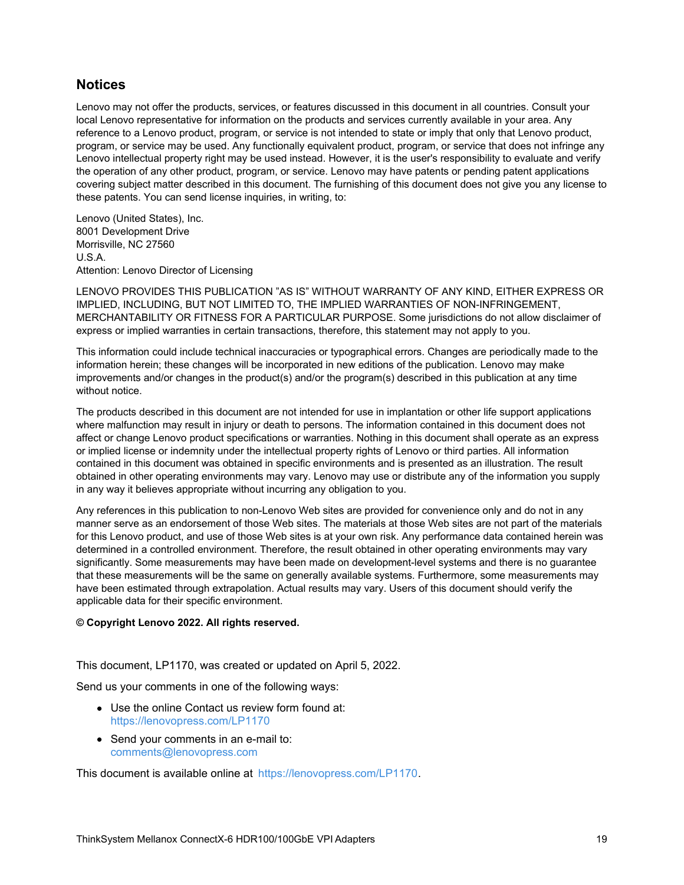## Notices

Lenovo may not offer the products, services, or features discussed in this document in all countries. Consult your local Lenovo representative for information on the products and services currently available in your area. Any reference to a Lenovo product, program, or service is not intended to state or imply that only that Lenovo product, program, or service may be used. Any functionally equivalent product, program, or service that does not infringe any Lenovo intellectual property right may be used instead. However, it is the user's responsibility to evaluate and verify the operation of any other product, program, or service. Lenovo may have patents or pending patent applications covering subject matter described in this document. The furnishing of this document does not give you any license to these patents. You can send license inquiries, in writing, to:

Lenovo (United States), Inc.
8001 Development Drive
Morrisville, NC 27560
U.S.A.
Attention: Lenovo Director of Licensing

LENOVO PROVIDES THIS PUBLICATION ”AS IS” WITHOUT WARRANTY OF ANY KIND, EITHER EXPRESS OR IMPLIED, INCLUDING, BUT NOT LIMITED TO, THE IMPLIED WARRANTIES OF NON-INFRINGEMENT, MERCHANTABILITY OR FITNESS FOR A PARTICULAR PURPOSE. Some jurisdictions do not allow disclaimer of express or implied warranties in certain transactions, therefore, this statement may not apply to you.

This information could include technical inaccuracies or typographical errors. Changes are periodically made to the information herein; these changes will be incorporated in new editions of the publication. Lenovo may make improvements and/or changes in the product(s) and/or the program(s) described in this publication at any time without notice.

The products described in this document are not intended for use in implantation or other life support applications where malfunction may result in injury or death to persons. The information contained in this document does not affect or change Lenovo product specifications or warranties. Nothing in this document shall operate as an express or implied license or indemnity under the intellectual property rights of Lenovo or third parties. All information contained in this document was obtained in specific environments and is presented as an illustration. The result obtained in other operating environments may vary. Lenovo may use or distribute any of the information you supply in any way it believes appropriate without incurring any obligation to you.

Any references in this publication to non-Lenovo Web sites are provided for convenience only and do not in any manner serve as an endorsement of those Web sites. The materials at those Web sites are not part of the materials for this Lenovo product, and use of those Web sites is at your own risk. Any performance data contained herein was determined in a controlled environment. Therefore, the result obtained in other operating environments may vary significantly. Some measurements may have been made on development-level systems and there is no guarantee that these measurements will be the same on generally available systems. Furthermore, some measurements may have been estimated through extrapolation. Actual results may vary. Users of this document should verify the applicable data for their specific environment.

**© Copyright Lenovo 2022. All rights reserved.**

This document, LP1170, was created or updated on April 5, 2022.

Send us your comments in one of the following ways:

- Use the online Contact us review form found at:
  https://lenovopress.com/LP1170
- Send your comments in an e-mail to:
  comments@lenovopress.com

This document is available online at https://lenovopress.com/LP1170.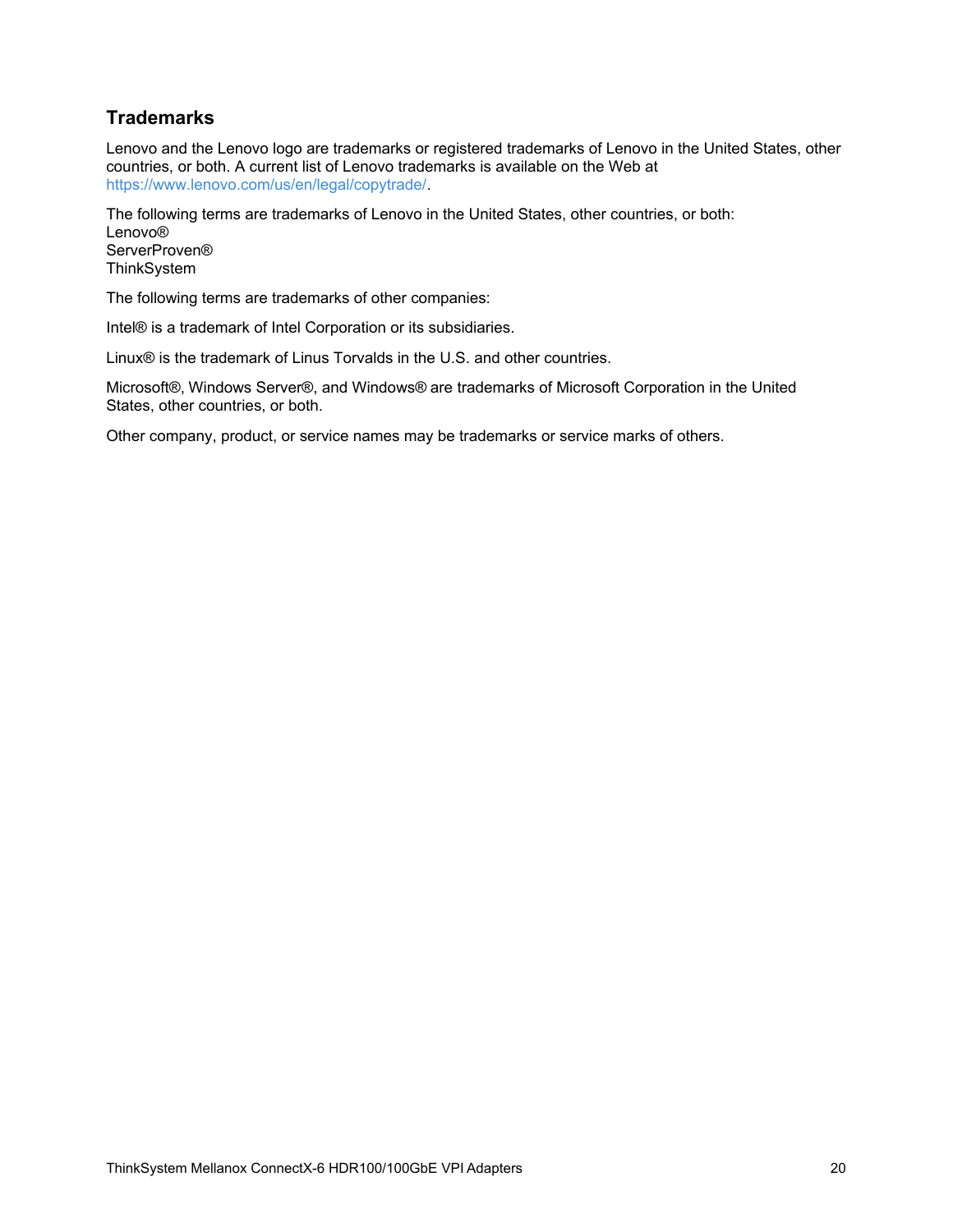## Trademarks

Lenovo and the Lenovo logo are trademarks or registered trademarks of Lenovo in the United States, other countries, or both. A current list of Lenovo trademarks is available on the Web at https://www.lenovo.com/us/en/legal/copytrade/.

The following terms are trademarks of Lenovo in the United States, other countries, or both:
Lenovo®
ServerProven®
ThinkSystem

The following terms are trademarks of other companies:

Intel® is a trademark of Intel Corporation or its subsidiaries.

Linux® is the trademark of Linus Torvalds in the U.S. and other countries.

Microsoft®, Windows Server®, and Windows® are trademarks of Microsoft Corporation in the United States, other countries, or both.

Other company, product, or service names may be trademarks or service marks of others.